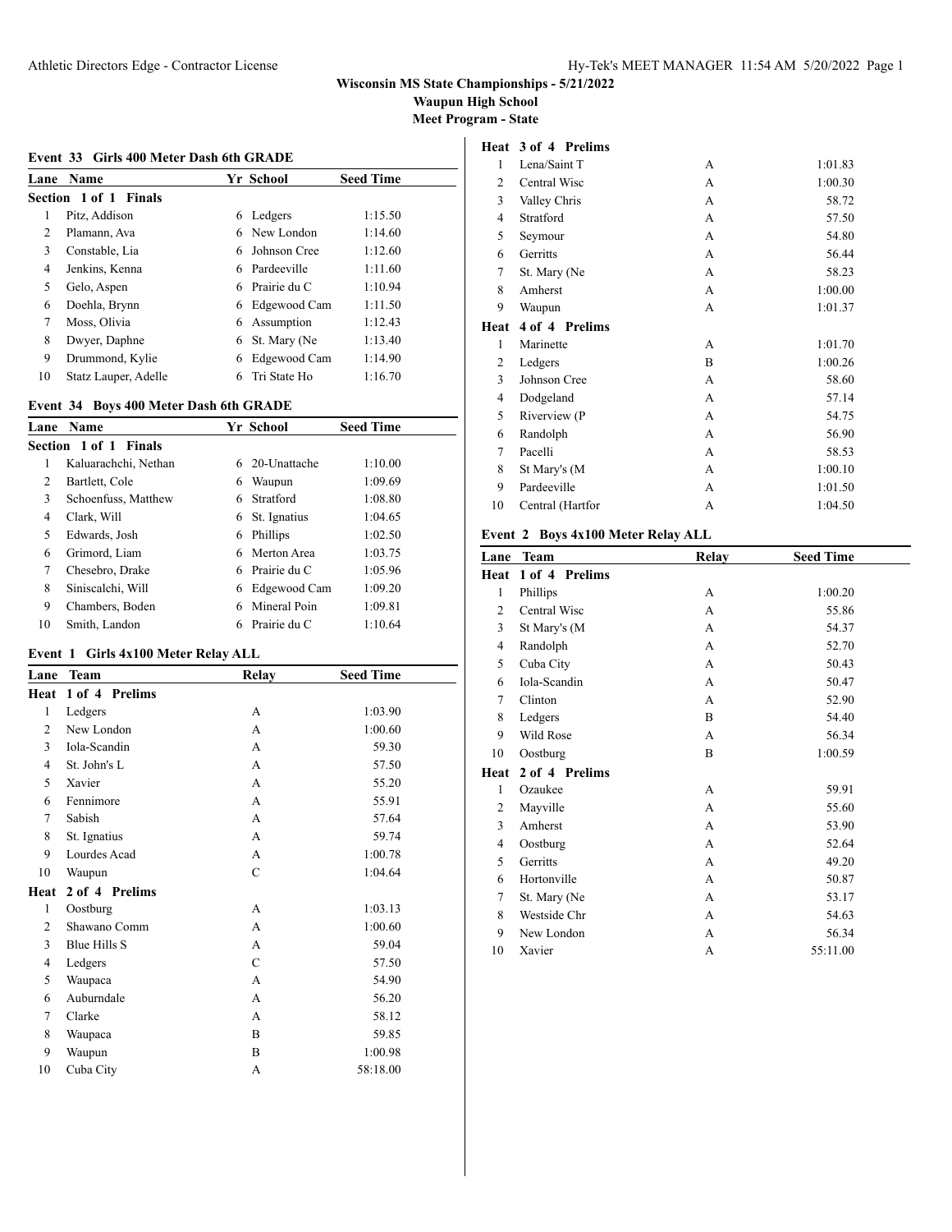# Wisconsin MS State Championships - 5/21/2022

**Waupun High School**

**Meet Program - State**

### Event 33 Girls 400 Meter Dash 6th GRADE

| Lane | Name | Yr | School | Seed Time |
|---|---|---|---|---|
| **Section 1 of 1 Finals** | | | | |
| 1 | Pitz, Addison | 6 | Ledgers | 1:15.50 |
| 2 | Plamann, Ava | 6 | New London | 1:14.60 |
| 3 | Constable, Lia | 6 | Johnson Cree | 1:12.60 |
| 4 | Jenkins, Kenna | 6 | Pardeeville | 1:11.60 |
| 5 | Gelo, Aspen | 6 | Prairie du C | 1:10.94 |
| 6 | Doehla, Brynn | 6 | Edgewood Cam | 1:11.50 |
| 7 | Moss, Olivia | 6 | Assumption | 1:12.43 |
| 8 | Dwyer, Daphne | 6 | St. Mary (Ne | 1:13.40 |
| 9 | Drummond, Kylie | 6 | Edgewood Cam | 1:14.90 |
| 10 | Statz Lauper, Adelle | 6 | Tri State Ho | 1:16.70 |

### Event 34 Boys 400 Meter Dash 6th GRADE

| Lane | Name | Yr | School | Seed Time |
|---|---|---|---|---|
| **Section 1 of 1 Finals** | | | | |
| 1 | Kaluarachchi, Nethan | 6 | 20-Unattache | 1:10.00 |
| 2 | Bartlett, Cole | 6 | Waupun | 1:09.69 |
| 3 | Schoenfuss, Matthew | 6 | Stratford | 1:08.80 |
| 4 | Clark, Will | 6 | St. Ignatius | 1:04.65 |
| 5 | Edwards, Josh | 6 | Phillips | 1:02.50 |
| 6 | Grimord, Liam | 6 | Merton Area | 1:03.75 |
| 7 | Chesebro, Drake | 6 | Prairie du C | 1:05.96 |
| 8 | Siniscalchi, Will | 6 | Edgewood Cam | 1:09.20 |
| 9 | Chambers, Boden | 6 | Mineral Poin | 1:09.81 |
| 10 | Smith, Landon | 6 | Prairie du C | 1:10.64 |

### Event 1 Girls 4x100 Meter Relay ALL

| Lane | Team | Relay | Seed Time |
|---|---|---|---|
| **Heat 1 of 4 Prelims** | | | |
| 1 | Ledgers | A | 1:03.90 |
| 2 | New London | A | 1:00.60 |
| 3 | Iola-Scandin | A | 59.30 |
| 4 | St. John's L | A | 57.50 |
| 5 | Xavier | A | 55.20 |
| 6 | Fennimore | A | 55.91 |
| 7 | Sabish | A | 57.64 |
| 8 | St. Ignatius | A | 59.74 |
| 9 | Lourdes Acad | A | 1:00.78 |
| 10 | Waupun | C | 1:04.64 |
| **Heat 2 of 4 Prelims** | | | |
| 1 | Oostburg | A | 1:03.13 |
| 2 | Shawano Comm | A | 1:00.60 |
| 3 | Blue Hills S | A | 59.04 |
| 4 | Ledgers | C | 57.50 |
| 5 | Waupaca | A | 54.90 |
| 6 | Auburndale | A | 56.20 |
| 7 | Clarke | A | 58.12 |
| 8 | Waupaca | B | 59.85 |
| 9 | Waupun | B | 1:00.98 |
| 10 | Cuba City | A | 58:18.00 |
| **Heat 3 of 4 Prelims** | | | |
| 1 | Lena/Saint T | A | 1:01.83 |
| 2 | Central Wisc | A | 1:00.30 |
| 3 | Valley Chris | A | 58.72 |
| 4 | Stratford | A | 57.50 |
| 5 | Seymour | A | 54.80 |
| 6 | Gerritts | A | 56.44 |
| 7 | St. Mary (Ne | A | 58.23 |
| 8 | Amherst | A | 1:00.00 |
| 9 | Waupun | A | 1:01.37 |
| **Heat 4 of 4 Prelims** | | | |
| 1 | Marinette | A | 1:01.70 |
| 2 | Ledgers | B | 1:00.26 |
| 3 | Johnson Cree | A | 58.60 |
| 4 | Dodgeland | A | 57.14 |
| 5 | Riverview (P | A | 54.75 |
| 6 | Randolph | A | 56.90 |
| 7 | Pacelli | A | 58.53 |
| 8 | St Mary's (M | A | 1:00.10 |
| 9 | Pardeeville | A | 1:01.50 |
| 10 | Central (Hartfor | A | 1:04.50 |

### Event 2 Boys 4x100 Meter Relay ALL

| Lane | Team | Relay | Seed Time |
|---|---|---|---|
| **Heat 1 of 4 Prelims** | | | |
| 1 | Phillips | A | 1:00.20 |
| 2 | Central Wisc | A | 55.86 |
| 3 | St Mary's (M | A | 54.37 |
| 4 | Randolph | A | 52.70 |
| 5 | Cuba City | A | 50.43 |
| 6 | Iola-Scandin | A | 50.47 |
| 7 | Clinton | A | 52.90 |
| 8 | Ledgers | B | 54.40 |
| 9 | Wild Rose | A | 56.34 |
| 10 | Oostburg | B | 1:00.59 |
| **Heat 2 of 4 Prelims** | | | |
| 1 | Ozaukee | A | 59.91 |
| 2 | Mayville | A | 55.60 |
| 3 | Amherst | A | 53.90 |
| 4 | Oostburg | A | 52.64 |
| 5 | Gerritts | A | 49.20 |
| 6 | Hortonville | A | 50.87 |
| 7 | St. Mary (Ne | A | 53.17 |
| 8 | Westside Chr | A | 54.63 |
| 9 | New London | A | 56.34 |
| 10 | Xavier | A | 55:11.00 |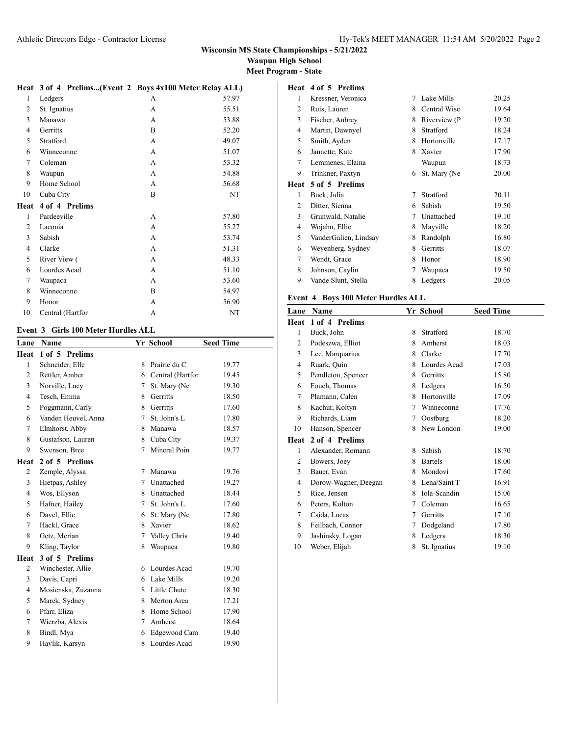## Wisconsin MS State Championships - 5/21/2022

**Waupun High School**

**Meet Program - State**

### Heat 3 of 4 Prelims...(Event 2 Boys 4x100 Meter Relay ALL)

| Lane | School | Relay | Seed Time |
|---|---|---|---|
| 1 | Ledgers | A | 57.97 |
| 2 | St. Ignatius | A | 55.51 |
| 3 | Manawa | A | 53.88 |
| 4 | Gerritts | B | 52.20 |
| 5 | Stratford | A | 49.07 |
| 6 | Winneconne | A | 51.07 |
| 7 | Coleman | A | 53.32 |
| 8 | Waupun | A | 54.88 |
| 9 | Home School | A | 56.68 |
| 10 | Cuba City | B | NT |
| **Heat** | **4 of 4 Prelims** | | |
| 1 | Pardeeville | A | 57.80 |
| 2 | Laconia | A | 55.27 |
| 3 | Sabish | A | 53.74 |
| 4 | Clarke | A | 51.31 |
| 5 | River View ( | A | 48.33 |
| 6 | Lourdes Acad | A | 51.10 |
| 7 | Waupaca | A | 53.60 |
| 8 | Winneconne | B | 54.97 |
| 9 | Honor | A | 56.90 |
| 10 | Central (Hartfor | A | NT |

### Event 3 Girls 100 Meter Hurdles ALL

| Lane | Name | Yr | School | Seed Time |
|---|---|---|---|---|
| **Heat** | **1 of 5 Prelims** | | | |
| 1 | Schneider, Elle | 8 | Prairie du C | 19.77 |
| 2 | Rettler, Amber | 6 | Central (Hartfor | 19.45 |
| 3 | Norville, Lucy | 7 | St. Mary (Ne | 19.30 |
| 4 | Tesch, Emma | 8 | Gerritts | 18.50 |
| 5 | Poggmann, Carly | 8 | Gerritts | 17.60 |
| 6 | Vanden Heuvel, Anna | 7 | St. John's L | 17.80 |
| 7 | Elmhorst, Abby | 8 | Manawa | 18.57 |
| 8 | Gustafson, Lauren | 8 | Cuba City | 19.37 |
| 9 | Swenson, Bree | 7 | Mineral Poin | 19.77 |
| **Heat** | **2 of 5 Prelims** | | | |
| 2 | Zemple, Alyssa | 7 | Manawa | 19.76 |
| 3 | Hietpas, Ashley | 7 | Unattached | 19.27 |
| 4 | Wos, Ellyson | 8 | Unattached | 18.44 |
| 5 | Hafner, Hailey | 7 | St. John's L | 17.60 |
| 6 | Davel, Ellie | 6 | St. Mary (Ne | 17.80 |
| 7 | Hackl, Grace | 8 | Xavier | 18.62 |
| 8 | Getz, Merian | 7 | Valley Chris | 19.40 |
| 9 | Kling, Taylor | 8 | Waupaca | 19.80 |
| **Heat** | **3 of 5 Prelims** | | | |
| 2 | Winchester, Allie | 6 | Lourdes Acad | 19.70 |
| 3 | Davis, Capri | 6 | Lake Mills | 19.20 |
| 4 | Mosienska, Zuzanna | 8 | Little Chute | 18.30 |
| 5 | Marek, Sydney | 8 | Merton Area | 17.21 |
| 6 | Pfarr, Eliza | 8 | Home School | 17.90 |
| 7 | Wierzba, Alexis | 7 | Amherst | 18.64 |
| 8 | Bindl, Mya | 6 | Edgewood Cam | 19.40 |
| 9 | Havlik, Karsyn | 8 | Lourdes Acad | 19.90 |
| **Heat** | **4 of 5 Prelims** | | | |
| 1 | Kressner, Veronica | 7 | Lake Mills | 20.25 |
| 2 | Ruis, Lauren | 8 | Central Wisc | 19.64 |
| 3 | Fischer, Aubrey | 8 | Riverview (P | 19.20 |
| 4 | Martin, Dawnyel | 8 | Stratford | 18.24 |
| 5 | Smith, Ayden | 8 | Hortonville | 17.17 |
| 6 | Jannette, Kate | 8 | Xavier | 17.90 |
| 7 | Lemmenes, Elaina | | Waupun | 18.73 |
| 9 | Trinkner, Paxtyn | 6 | St. Mary (Ne | 20.00 |
| **Heat** | **5 of 5 Prelims** | | | |
| 1 | Buck, Julia | 7 | Stratford | 20.11 |
| 2 | Ditter, Sienna | 6 | Sabish | 19.50 |
| 3 | Grunwald, Natalie | 7 | Unattached | 19.10 |
| 4 | Wojahn, Ellie | 8 | Mayville | 18.20 |
| 5 | VanderGalien, Lindsay | 8 | Randolph | 16.80 |
| 6 | Weyenberg, Sydney | 8 | Gerritts | 18.07 |
| 7 | Wendt, Grace | 8 | Honor | 18.90 |
| 8 | Johnson, Caylin | 7 | Waupaca | 19.50 |
| 9 | Vande Slunt, Stella | 8 | Ledgers | 20.05 |

### Event 4 Boys 100 Meter Hurdles ALL

| Lane | Name | Yr | School | Seed Time |
|---|---|---|---|---|
| **Heat** | **1 of 4 Prelims** | | | |
| 1 | Buck, John | 8 | Stratford | 18.70 |
| 2 | Podeszwa, Elliot | 8 | Amherst | 18.03 |
| 3 | Lee, Marquarius | 8 | Clarke | 17.70 |
| 4 | Ruark, Quin | 8 | Lourdes Acad | 17.03 |
| 5 | Pendleton, Spencer | 8 | Gerritts | 15.80 |
| 6 | Fouch, Thomas | 8 | Ledgers | 16.50 |
| 7 | Plamann, Calen | 8 | Hortonville | 17.09 |
| 8 | Kachur, Koltyn | 7 | Winneconne | 17.76 |
| 9 | Richards, Liam | 7 | Oostburg | 18.20 |
| 10 | Hanson, Spencer | 8 | New London | 19.00 |
| **Heat** | **2 of 4 Prelims** | | | |
| 1 | Alexander, Romann | 8 | Sabish | 18.70 |
| 2 | Bowers, Joey | 8 | Bartels | 18.00 |
| 3 | Bauer, Evan | 8 | Mondovi | 17.60 |
| 4 | Dorow-Wagner, Deegan | 8 | Lena/Saint T | 16.91 |
| 5 | Rice, Jensen | 8 | Iola-Scandin | 15.06 |
| 6 | Peters, Kolton | 7 | Coleman | 16.65 |
| 7 | Csida, Lucas | 7 | Gerritts | 17.10 |
| 8 | Feilbach, Connor | 7 | Dodgeland | 17.80 |
| 9 | Jashinsky, Logan | 8 | Ledgers | 18.30 |
| 10 | Weber, Elijah | 8 | St. Ignatius | 19.10 |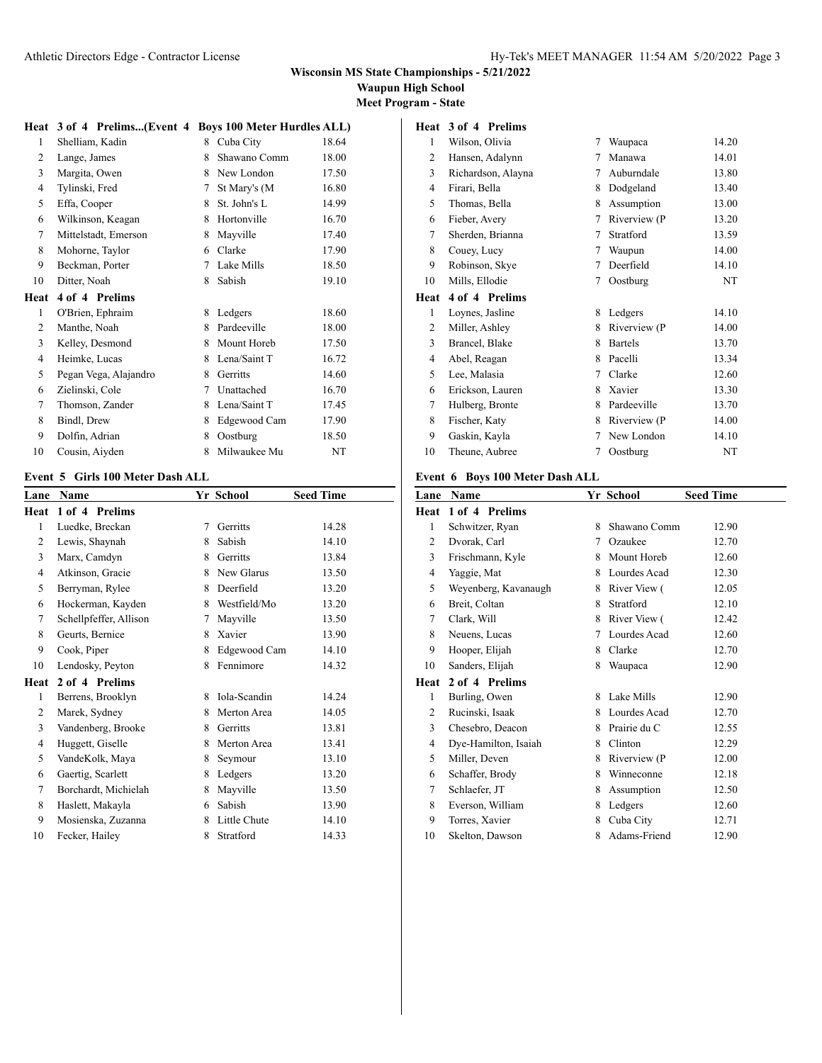**Wisconsin MS State Championships - 5/21/2022**
**Waupun High School**
**Meet Program - State**

**Heat 3 of 4 Prelims...(Event 4 Boys 100 Meter Hurdles ALL)**

| Lane | Name | Yr | School | Seed Time |
|---|---|---|---|---|
| 1 | Shelliam, Kadin | 8 | Cuba City | 18.64 |
| 2 | Lange, James | 8 | Shawano Comm | 18.00 |
| 3 | Margita, Owen | 8 | New London | 17.50 |
| 4 | Tylinski, Fred | 7 | St Mary's (M | 16.80 |
| 5 | Effa, Cooper | 8 | St. John's L | 14.99 |
| 6 | Wilkinson, Keagan | 8 | Hortonville | 16.70 |
| 7 | Mittelstadt, Emerson | 8 | Mayville | 17.40 |
| 8 | Mohorne, Taylor | 6 | Clarke | 17.90 |
| 9 | Beckman, Porter | 7 | Lake Mills | 18.50 |
| 10 | Ditter, Noah | 8 | Sabish | 19.10 |
| **Heat** | **4 of 4 Prelims** | | | |
| 1 | O'Brien, Ephraim | 8 | Ledgers | 18.60 |
| 2 | Manthe, Noah | 8 | Pardeeville | 18.00 |
| 3 | Kelley, Desmond | 8 | Mount Horeb | 17.50 |
| 4 | Heimke, Lucas | 8 | Lena/Saint T | 16.72 |
| 5 | Pegan Vega, Alajandro | 8 | Gerritts | 14.60 |
| 6 | Zielinski, Cole | 7 | Unattached | 16.70 |
| 7 | Thomson, Zander | 8 | Lena/Saint T | 17.45 |
| 8 | Bindl, Drew | 8 | Edgewood Cam | 17.90 |
| 9 | Dolfin, Adrian | 8 | Oostburg | 18.50 |
| 10 | Cousin, Aiyden | 8 | Milwaukee Mu | NT |

### Event 5 Girls 100 Meter Dash ALL

| Lane | Name | Yr | School | Seed Time |
|---|---|---|---|---|
| **Heat** | **1 of 4 Prelims** | | | |
| 1 | Luedke, Breckan | 7 | Gerritts | 14.28 |
| 2 | Lewis, Shaynah | 8 | Sabish | 14.10 |
| 3 | Marx, Camdyn | 8 | Gerritts | 13.84 |
| 4 | Atkinson, Gracie | 8 | New Glarus | 13.50 |
| 5 | Berryman, Rylee | 8 | Deerfield | 13.20 |
| 6 | Hockerman, Kayden | 8 | Westfield/Mo | 13.20 |
| 7 | Schellpfeffer, Allison | 7 | Mayville | 13.50 |
| 8 | Geurts, Bernice | 8 | Xavier | 13.90 |
| 9 | Cook, Piper | 8 | Edgewood Cam | 14.10 |
| 10 | Lendosky, Peyton | 8 | Fennimore | 14.32 |
| **Heat** | **2 of 4 Prelims** | | | |
| 1 | Berrens, Brooklyn | 8 | Iola-Scandin | 14.24 |
| 2 | Marek, Sydney | 8 | Merton Area | 14.05 |
| 3 | Vandenberg, Brooke | 8 | Gerritts | 13.81 |
| 4 | Huggett, Giselle | 8 | Merton Area | 13.41 |
| 5 | VandeKolk, Maya | 8 | Seymour | 13.10 |
| 6 | Gaertig, Scarlett | 8 | Ledgers | 13.20 |
| 7 | Borchardt, Michielah | 8 | Mayville | 13.50 |
| 8 | Haslett, Makayla | 6 | Sabish | 13.90 |
| 9 | Mosienska, Zuzanna | 8 | Little Chute | 14.10 |
| 10 | Fecker, Hailey | 8 | Stratford | 14.33 |
| **Heat** | **3 of 4 Prelims** | | | |
| 1 | Wilson, Olivia | 7 | Waupaca | 14.20 |
| 2 | Hansen, Adalynn | 7 | Manawa | 14.01 |
| 3 | Richardson, Alayna | 7 | Auburndale | 13.80 |
| 4 | Firari, Bella | 8 | Dodgeland | 13.40 |
| 5 | Thomas, Bella | 8 | Assumption | 13.00 |
| 6 | Fieber, Avery | 7 | Riverview (P | 13.20 |
| 7 | Sherden, Brianna | 7 | Stratford | 13.59 |
| 8 | Couey, Lucy | 7 | Waupun | 14.00 |
| 9 | Robinson, Skye | 7 | Deerfield | 14.10 |
| 10 | Mills, Ellodie | 7 | Oostburg | NT |
| **Heat** | **4 of 4 Prelims** | | | |
| 1 | Loynes, Jasline | 8 | Ledgers | 14.10 |
| 2 | Miller, Ashley | 8 | Riverview (P | 14.00 |
| 3 | Brancel, Blake | 8 | Bartels | 13.70 |
| 4 | Abel, Reagan | 8 | Pacelli | 13.34 |
| 5 | Lee, Malasia | 7 | Clarke | 12.60 |
| 6 | Erickson, Lauren | 8 | Xavier | 13.30 |
| 7 | Hulberg, Bronte | 8 | Pardeeville | 13.70 |
| 8 | Fischer, Katy | 8 | Riverview (P | 14.00 |
| 9 | Gaskin, Kayla | 7 | New London | 14.10 |
| 10 | Theune, Aubree | 7 | Oostburg | NT |

### Event 6 Boys 100 Meter Dash ALL

| Lane | Name | Yr | School | Seed Time |
|---|---|---|---|---|
| **Heat** | **1 of 4 Prelims** | | | |
| 1 | Schwitzer, Ryan | 8 | Shawano Comm | 12.90 |
| 2 | Dvorak, Carl | 7 | Ozaukee | 12.70 |
| 3 | Frischmann, Kyle | 8 | Mount Horeb | 12.60 |
| 4 | Yaggie, Mat | 8 | Lourdes Acad | 12.30 |
| 5 | Weyenberg, Kavanaugh | 8 | River View ( | 12.05 |
| 6 | Breit, Coltan | 8 | Stratford | 12.10 |
| 7 | Clark, Will | 8 | River View ( | 12.42 |
| 8 | Neuens, Lucas | 7 | Lourdes Acad | 12.60 |
| 9 | Hooper, Elijah | 8 | Clarke | 12.70 |
| 10 | Sanders, Elijah | 8 | Waupaca | 12.90 |
| **Heat** | **2 of 4 Prelims** | | | |
| 1 | Burling, Owen | 8 | Lake Mills | 12.90 |
| 2 | Rucinski, Isaak | 8 | Lourdes Acad | 12.70 |
| 3 | Chesebro, Deacon | 8 | Prairie du C | 12.55 |
| 4 | Dye-Hamilton, Isaiah | 8 | Clinton | 12.29 |
| 5 | Miller, Deven | 8 | Riverview (P | 12.00 |
| 6 | Schaffer, Brody | 8 | Winneconne | 12.18 |
| 7 | Schlaefer, JT | 8 | Assumption | 12.50 |
| 8 | Everson, William | 8 | Ledgers | 12.60 |
| 9 | Torres, Xavier | 8 | Cuba City | 12.71 |
| 10 | Skelton, Dawson | 8 | Adams-Friend | 12.90 |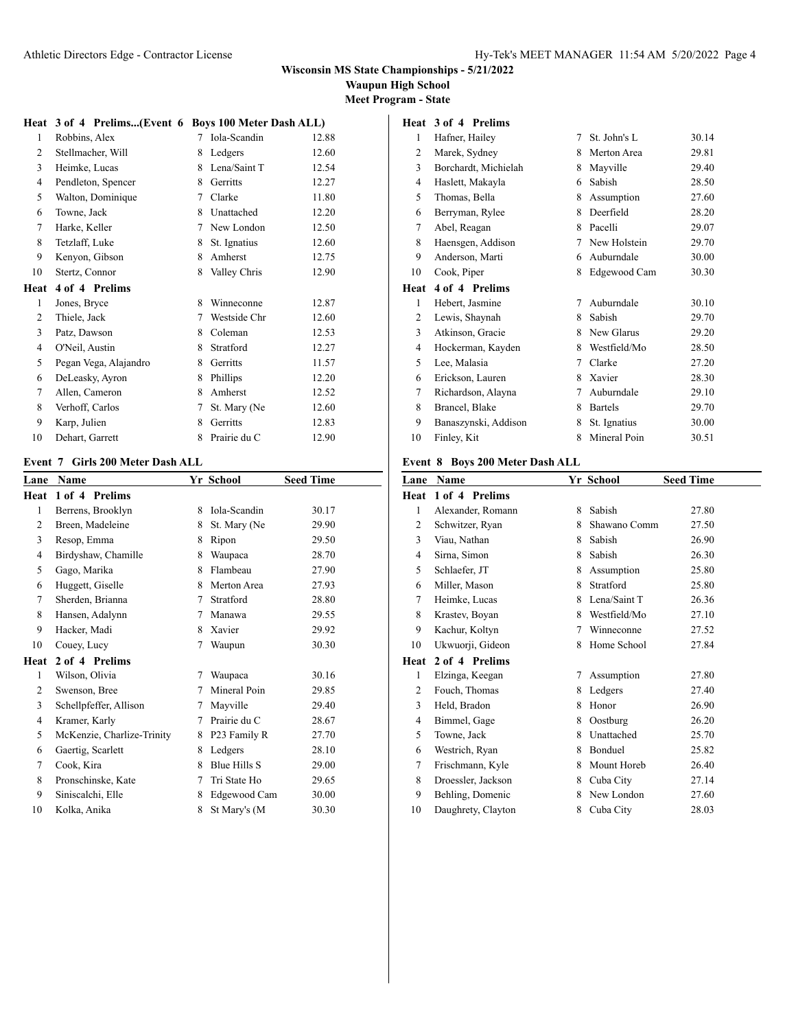Wisconsin MS State Championships - 5/21/2022

Waupun High School

Meet Program - State

**Heat 3 of 4 Prelims...(Event 6 Boys 100 Meter Dash ALL)**

| Lane | Name | Yr | School | Seed Time |
|---|---|---|---|---|
| 1 | Robbins, Alex | 7 | Iola-Scandin | 12.88 |
| 2 | Stellmacher, Will | 8 | Ledgers | 12.60 |
| 3 | Heimke, Lucas | 8 | Lena/Saint T | 12.54 |
| 4 | Pendleton, Spencer | 8 | Gerritts | 12.27 |
| 5 | Walton, Dominique | 7 | Clarke | 11.80 |
| 6 | Towne, Jack | 8 | Unattached | 12.20 |
| 7 | Harke, Keller | 7 | New London | 12.50 |
| 8 | Tetzlaff, Luke | 8 | St. Ignatius | 12.60 |
| 9 | Kenyon, Gibson | 8 | Amherst | 12.75 |
| 10 | Stertz, Connor | 8 | Valley Chris | 12.90 |
| **Heat** | **4 of 4 Prelims** | | | |
| 1 | Jones, Bryce | 8 | Winneconne | 12.87 |
| 2 | Thiele, Jack | 7 | Westside Chr | 12.60 |
| 3 | Patz, Dawson | 8 | Coleman | 12.53 |
| 4 | O'Neil, Austin | 8 | Stratford | 12.27 |
| 5 | Pegan Vega, Alajandro | 8 | Gerritts | 11.57 |
| 6 | DeLeasky, Ayron | 8 | Phillips | 12.20 |
| 7 | Allen, Cameron | 8 | Amherst | 12.52 |
| 8 | Verhoff, Carlos | 7 | St. Mary (Ne | 12.60 |
| 9 | Karp, Julien | 8 | Gerritts | 12.83 |
| 10 | Dehart, Garrett | 8 | Prairie du C | 12.90 |

**Event 7 Girls 200 Meter Dash ALL**

| Lane | Name | Yr | School | Seed Time |
|---|---|---|---|---|
| **Heat** | **1 of 4 Prelims** | | | |
| 1 | Berrens, Brooklyn | 8 | Iola-Scandin | 30.17 |
| 2 | Breen, Madeleine | 8 | St. Mary (Ne | 29.90 |
| 3 | Resop, Emma | 8 | Ripon | 29.50 |
| 4 | Birdyshaw, Chamille | 8 | Waupaca | 28.70 |
| 5 | Gago, Marika | 8 | Flambeau | 27.90 |
| 6 | Huggett, Giselle | 8 | Merton Area | 27.93 |
| 7 | Sherden, Brianna | 7 | Stratford | 28.80 |
| 8 | Hansen, Adalynn | 7 | Manawa | 29.55 |
| 9 | Hacker, Madi | 8 | Xavier | 29.92 |
| 10 | Couey, Lucy | 7 | Waupun | 30.30 |
| **Heat** | **2 of 4 Prelims** | | | |
| 1 | Wilson, Olivia | 7 | Waupaca | 30.16 |
| 2 | Swenson, Bree | 7 | Mineral Poin | 29.85 |
| 3 | Schellpfeffer, Allison | 7 | Mayville | 29.40 |
| 4 | Kramer, Karly | 7 | Prairie du C | 28.67 |
| 5 | McKenzie, Charlize-Trinity | 8 | P23 Family R | 27.70 |
| 6 | Gaertig, Scarlett | 8 | Ledgers | 28.10 |
| 7 | Cook, Kira | 8 | Blue Hills S | 29.00 |
| 8 | Pronschinske, Kate | 7 | Tri State Ho | 29.65 |
| 9 | Siniscalchi, Elle | 8 | Edgewood Cam | 30.00 |
| 10 | Kolka, Anika | 8 | St Mary's (M | 30.30 |
| **Heat** | **3 of 4 Prelims** | | | |
| 1 | Hafner, Hailey | 7 | St. John's L | 30.14 |
| 2 | Marek, Sydney | 8 | Merton Area | 29.81 |
| 3 | Borchardt, Michielah | 8 | Mayville | 29.40 |
| 4 | Haslett, Makayla | 6 | Sabish | 28.50 |
| 5 | Thomas, Bella | 8 | Assumption | 27.60 |
| 6 | Berryman, Rylee | 8 | Deerfield | 28.20 |
| 7 | Abel, Reagan | 8 | Pacelli | 29.07 |
| 8 | Haensgen, Addison | 7 | New Holstein | 29.70 |
| 9 | Anderson, Marti | 6 | Auburndale | 30.00 |
| 10 | Cook, Piper | 8 | Edgewood Cam | 30.30 |
| **Heat** | **4 of 4 Prelims** | | | |
| 1 | Hebert, Jasmine | 7 | Auburndale | 30.10 |
| 2 | Lewis, Shaynah | 8 | Sabish | 29.70 |
| 3 | Atkinson, Gracie | 8 | New Glarus | 29.20 |
| 4 | Hockerman, Kayden | 8 | Westfield/Mo | 28.50 |
| 5 | Lee, Malasia | 7 | Clarke | 27.20 |
| 6 | Erickson, Lauren | 8 | Xavier | 28.30 |
| 7 | Richardson, Alayna | 7 | Auburndale | 29.10 |
| 8 | Brancel, Blake | 8 | Bartels | 29.70 |
| 9 | Banaszynski, Addison | 8 | St. Ignatius | 30.00 |
| 10 | Finley, Kit | 8 | Mineral Poin | 30.51 |

**Event 8 Boys 200 Meter Dash ALL**

| Lane | Name | Yr | School | Seed Time |
|---|---|---|---|---|
| **Heat** | **1 of 4 Prelims** | | | |
| 1 | Alexander, Romann | 8 | Sabish | 27.80 |
| 2 | Schwitzer, Ryan | 8 | Shawano Comm | 27.50 |
| 3 | Viau, Nathan | 8 | Sabish | 26.90 |
| 4 | Sirna, Simon | 8 | Sabish | 26.30 |
| 5 | Schlaefer, JT | 8 | Assumption | 25.80 |
| 6 | Miller, Mason | 8 | Stratford | 25.80 |
| 7 | Heimke, Lucas | 8 | Lena/Saint T | 26.36 |
| 8 | Krastev, Boyan | 8 | Westfield/Mo | 27.10 |
| 9 | Kachur, Koltyn | 7 | Winneconne | 27.52 |
| 10 | Ukwuorji, Gideon | 8 | Home School | 27.84 |
| **Heat** | **2 of 4 Prelims** | | | |
| 1 | Elzinga, Keegan | 7 | Assumption | 27.80 |
| 2 | Fouch, Thomas | 8 | Ledgers | 27.40 |
| 3 | Held, Bradon | 8 | Honor | 26.90 |
| 4 | Bimmel, Gage | 8 | Oostburg | 26.20 |
| 5 | Towne, Jack | 8 | Unattached | 25.70 |
| 6 | Westrich, Ryan | 8 | Bonduel | 25.82 |
| 7 | Frischmann, Kyle | 8 | Mount Horeb | 26.40 |
| 8 | Droessler, Jackson | 8 | Cuba City | 27.14 |
| 9 | Behling, Domenic | 8 | New London | 27.60 |
| 10 | Daughrety, Clayton | 8 | Cuba City | 28.03 |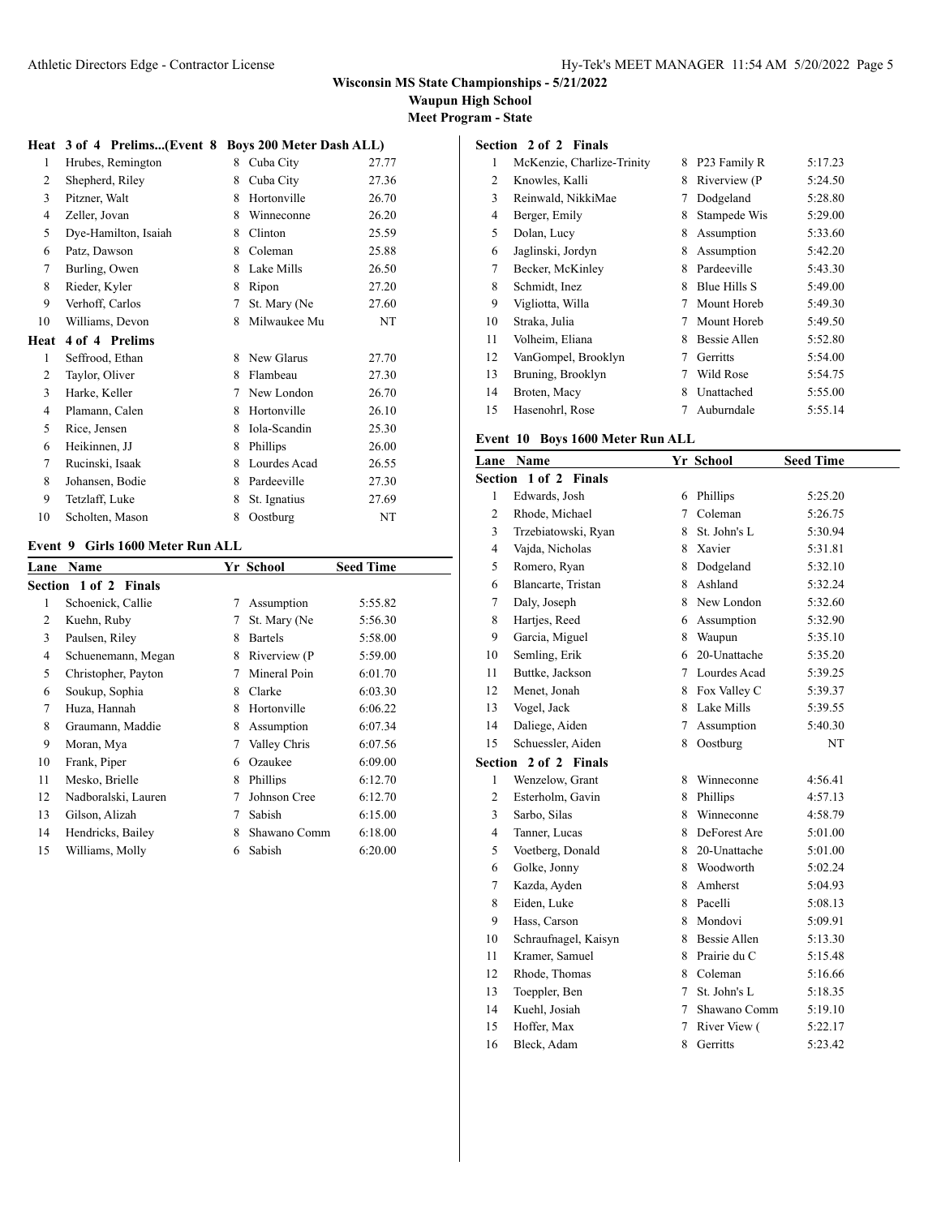Wisconsin MS State Championships - 5/21/2022

Waupun High School

Meet Program - State

**Heat 3 of 4 Prelims...(Event 8 Boys 200 Meter Dash ALL)**

| Lane | Name | Yr | School | Seed Time |
|---|---|---|---|---|
| 1 | Hrubes, Remington | 8 | Cuba City | 27.77 |
| 2 | Shepherd, Riley | 8 | Cuba City | 27.36 |
| 3 | Pitzner, Walt | 8 | Hortonville | 26.70 |
| 4 | Zeller, Jovan | 8 | Winneconne | 26.20 |
| 5 | Dye-Hamilton, Isaiah | 8 | Clinton | 25.59 |
| 6 | Patz, Dawson | 8 | Coleman | 25.88 |
| 7 | Burling, Owen | 8 | Lake Mills | 26.50 |
| 8 | Rieder, Kyler | 8 | Ripon | 27.20 |
| 9 | Verhoff, Carlos | 7 | St. Mary (Ne | 27.60 |
| 10 | Williams, Devon | 8 | Milwaukee Mu | NT |

**Heat 4 of 4 Prelims**

| Lane | Name | Yr | School | Seed Time |
|---|---|---|---|---|
| 1 | Seffrood, Ethan | 8 | New Glarus | 27.70 |
| 2 | Taylor, Oliver | 8 | Flambeau | 27.30 |
| 3 | Harke, Keller | 7 | New London | 26.70 |
| 4 | Plamann, Calen | 8 | Hortonville | 26.10 |
| 5 | Rice, Jensen | 8 | Iola-Scandin | 25.30 |
| 6 | Heikinnen, JJ | 8 | Phillips | 26.00 |
| 7 | Rucinski, Isaak | 8 | Lourdes Acad | 26.55 |
| 8 | Johansen, Bodie | 8 | Pardeeville | 27.30 |
| 9 | Tetzlaff, Luke | 8 | St. Ignatius | 27.69 |
| 10 | Scholten, Mason | 8 | Oostburg | NT |

## Event 9 Girls 1600 Meter Run ALL

**Section 1 of 2 Finals**

| Lane | Name | Yr | School | Seed Time |
|---|---|---|---|---|
| 1 | Schoenick, Callie | 7 | Assumption | 5:55.82 |
| 2 | Kuehn, Ruby | 7 | St. Mary (Ne | 5:56.30 |
| 3 | Paulsen, Riley | 8 | Bartels | 5:58.00 |
| 4 | Schuenemann, Megan | 8 | Riverview (P | 5:59.00 |
| 5 | Christopher, Payton | 7 | Mineral Poin | 6:01.70 |
| 6 | Soukup, Sophia | 8 | Clarke | 6:03.30 |
| 7 | Huza, Hannah | 8 | Hortonville | 6:06.22 |
| 8 | Graumann, Maddie | 8 | Assumption | 6:07.34 |
| 9 | Moran, Mya | 7 | Valley Chris | 6:07.56 |
| 10 | Frank, Piper | 6 | Ozaukee | 6:09.00 |
| 11 | Mesko, Brielle | 8 | Phillips | 6:12.70 |
| 12 | Nadboralski, Lauren | 7 | Johnson Cree | 6:12.70 |
| 13 | Gilson, Alizah | 7 | Sabish | 6:15.00 |
| 14 | Hendricks, Bailey | 8 | Shawano Comm | 6:18.00 |
| 15 | Williams, Molly | 6 | Sabish | 6:20.00 |

**Section 2 of 2 Finals**

| Lane | Name | Yr | School | Seed Time |
|---|---|---|---|---|
| 1 | McKenzie, Charlize-Trinity | 8 | P23 Family R | 5:17.23 |
| 2 | Knowles, Kalli | 8 | Riverview (P | 5:24.50 |
| 3 | Reinwald, NikkiMae | 7 | Dodgeland | 5:28.80 |
| 4 | Berger, Emily | 8 | Stampede Wis | 5:29.00 |
| 5 | Dolan, Lucy | 8 | Assumption | 5:33.60 |
| 6 | Jaglinski, Jordyn | 8 | Assumption | 5:42.20 |
| 7 | Becker, McKinley | 8 | Pardeeville | 5:43.30 |
| 8 | Schmidt, Inez | 8 | Blue Hills S | 5:49.00 |
| 9 | Vigliotta, Willa | 7 | Mount Horeb | 5:49.30 |
| 10 | Straka, Julia | 7 | Mount Horeb | 5:49.50 |
| 11 | Volheim, Eliana | 8 | Bessie Allen | 5:52.80 |
| 12 | VanGompel, Brooklyn | 7 | Gerritts | 5:54.00 |
| 13 | Bruning, Brooklyn | 7 | Wild Rose | 5:54.75 |
| 14 | Broten, Macy | 8 | Unattached | 5:55.00 |
| 15 | Hasenohrl, Rose | 7 | Auburndale | 5:55.14 |

## Event 10 Boys 1600 Meter Run ALL

**Section 1 of 2 Finals**

| Lane | Name | Yr | School | Seed Time |
|---|---|---|---|---|
| 1 | Edwards, Josh | 6 | Phillips | 5:25.20 |
| 2 | Rhode, Michael | 7 | Coleman | 5:26.75 |
| 3 | Trzebiatowski, Ryan | 8 | St. John's L | 5:30.94 |
| 4 | Vajda, Nicholas | 8 | Xavier | 5:31.81 |
| 5 | Romero, Ryan | 8 | Dodgeland | 5:32.10 |
| 6 | Blancarte, Tristan | 8 | Ashland | 5:32.24 |
| 7 | Daly, Joseph | 8 | New London | 5:32.60 |
| 8 | Hartjes, Reed | 6 | Assumption | 5:32.90 |
| 9 | Garcia, Miguel | 8 | Waupun | 5:35.10 |
| 10 | Semling, Erik | 6 | 20-Unattache | 5:35.20 |
| 11 | Buttke, Jackson | 7 | Lourdes Acad | 5:39.25 |
| 12 | Menet, Jonah | 8 | Fox Valley C | 5:39.37 |
| 13 | Vogel, Jack | 8 | Lake Mills | 5:39.55 |
| 14 | Daliege, Aiden | 7 | Assumption | 5:40.30 |
| 15 | Schuessler, Aiden | 8 | Oostburg | NT |

**Section 2 of 2 Finals**

| Lane | Name | Yr | School | Seed Time |
|---|---|---|---|---|
| 1 | Wenzelow, Grant | 8 | Winneconne | 4:56.41 |
| 2 | Esterholm, Gavin | 8 | Phillips | 4:57.13 |
| 3 | Sarbo, Silas | 8 | Winneconne | 4:58.79 |
| 4 | Tanner, Lucas | 8 | DeForest Are | 5:01.00 |
| 5 | Voetberg, Donald | 8 | 20-Unattache | 5:01.00 |
| 6 | Golke, Jonny | 8 | Woodworth | 5:02.24 |
| 7 | Kazda, Ayden | 8 | Amherst | 5:04.93 |
| 8 | Eiden, Luke | 8 | Pacelli | 5:08.13 |
| 9 | Hass, Carson | 8 | Mondovi | 5:09.91 |
| 10 | Schraufnagel, Kaisyn | 8 | Bessie Allen | 5:13.30 |
| 11 | Kramer, Samuel | 8 | Prairie du C | 5:15.48 |
| 12 | Rhode, Thomas | 8 | Coleman | 5:16.66 |
| 13 | Toeppler, Ben | 7 | St. John's L | 5:18.35 |
| 14 | Kuehl, Josiah | 7 | Shawano Comm | 5:19.10 |
| 15 | Hoffer, Max | 7 | River View ( | 5:22.17 |
| 16 | Bleck, Adam | 8 | Gerritts | 5:23.42 |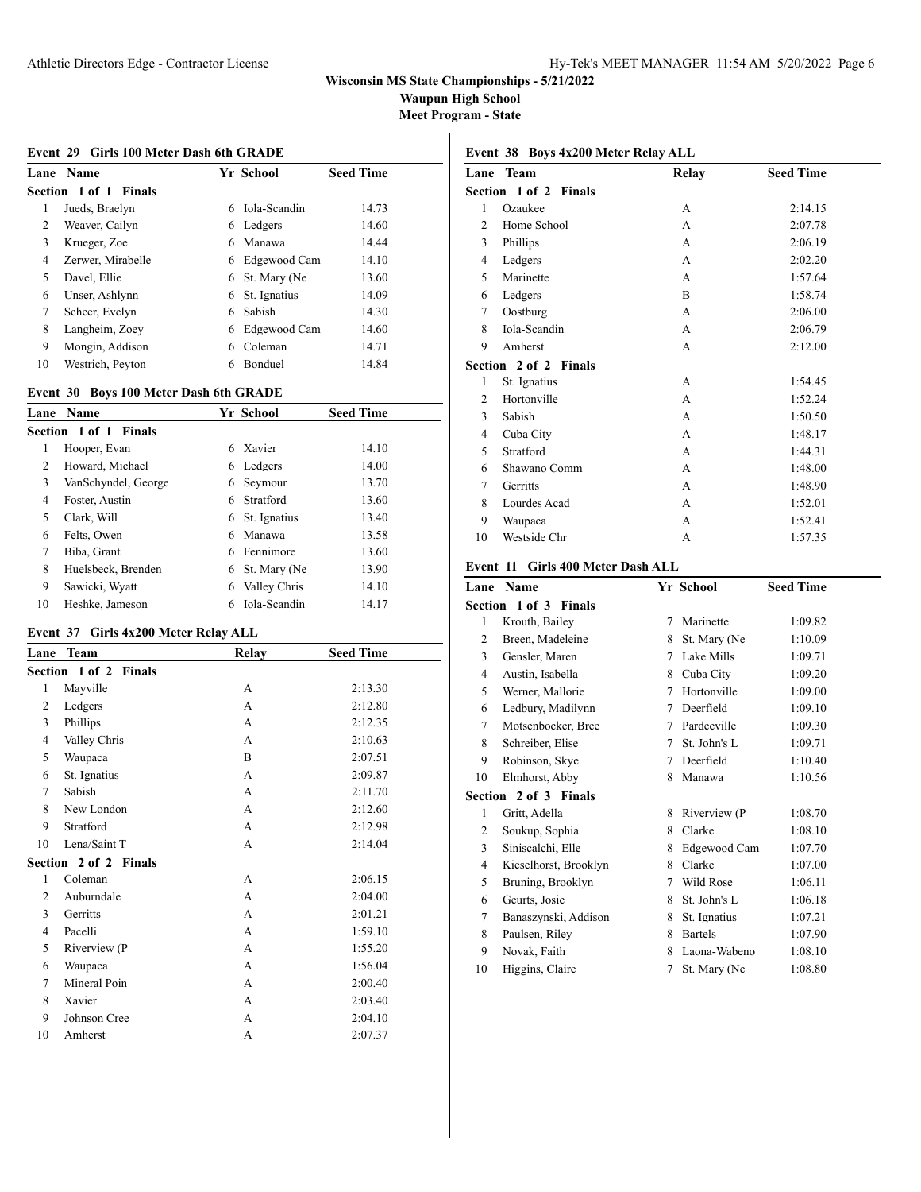# Wisconsin MS State Championships - 5/21/2022

**Waupun High School**

**Meet Program - State**

### Event 29 Girls 100 Meter Dash 6th GRADE

| Lane | Name | Yr | School | Seed Time |
|---|---|---|---|---|
| **Section 1 of 1 Finals** | | | | |
| 1 | Jueds, Braelyn | 6 | Iola-Scandin | 14.73 |
| 2 | Weaver, Cailyn | 6 | Ledgers | 14.60 |
| 3 | Krueger, Zoe | 6 | Manawa | 14.44 |
| 4 | Zerwer, Mirabelle | 6 | Edgewood Cam | 14.10 |
| 5 | Davel, Ellie | 6 | St. Mary (Ne | 13.60 |
| 6 | Unser, Ashlynn | 6 | St. Ignatius | 14.09 |
| 7 | Scheer, Evelyn | 6 | Sabish | 14.30 |
| 8 | Langheim, Zoey | 6 | Edgewood Cam | 14.60 |
| 9 | Mongin, Addison | 6 | Coleman | 14.71 |
| 10 | Westrich, Peyton | 6 | Bonduel | 14.84 |

### Event 30 Boys 100 Meter Dash 6th GRADE

| Lane | Name | Yr | School | Seed Time |
|---|---|---|---|---|
| **Section 1 of 1 Finals** | | | | |
| 1 | Hooper, Evan | 6 | Xavier | 14.10 |
| 2 | Howard, Michael | 6 | Ledgers | 14.00 |
| 3 | VanSchyndel, George | 6 | Seymour | 13.70 |
| 4 | Foster, Austin | 6 | Stratford | 13.60 |
| 5 | Clark, Will | 6 | St. Ignatius | 13.40 |
| 6 | Felts, Owen | 6 | Manawa | 13.58 |
| 7 | Biba, Grant | 6 | Fennimore | 13.60 |
| 8 | Huelsbeck, Brenden | 6 | St. Mary (Ne | 13.90 |
| 9 | Sawicki, Wyatt | 6 | Valley Chris | 14.10 |
| 10 | Heshke, Jameson | 6 | Iola-Scandin | 14.17 |

### Event 37 Girls 4x200 Meter Relay ALL

| Lane | Team | Relay | Seed Time |
|---|---|---|---|
| **Section 1 of 2 Finals** | | | |
| 1 | Mayville | A | 2:13.30 |
| 2 | Ledgers | A | 2:12.80 |
| 3 | Phillips | A | 2:12.35 |
| 4 | Valley Chris | A | 2:10.63 |
| 5 | Waupaca | B | 2:07.51 |
| 6 | St. Ignatius | A | 2:09.87 |
| 7 | Sabish | A | 2:11.70 |
| 8 | New London | A | 2:12.60 |
| 9 | Stratford | A | 2:12.98 |
| 10 | Lena/Saint T | A | 2:14.04 |
| **Section 2 of 2 Finals** | | | |
| 1 | Coleman | A | 2:06.15 |
| 2 | Auburndale | A | 2:04.00 |
| 3 | Gerritts | A | 2:01.21 |
| 4 | Pacelli | A | 1:59.10 |
| 5 | Riverview (P | A | 1:55.20 |
| 6 | Waupaca | A | 1:56.04 |
| 7 | Mineral Poin | A | 2:00.40 |
| 8 | Xavier | A | 2:03.40 |
| 9 | Johnson Cree | A | 2:04.10 |
| 10 | Amherst | A | 2:07.37 |

### Event 38 Boys 4x200 Meter Relay ALL

| Lane | Team | Relay | Seed Time |
|---|---|---|---|
| **Section 1 of 2 Finals** | | | |
| 1 | Ozaukee | A | 2:14.15 |
| 2 | Home School | A | 2:07.78 |
| 3 | Phillips | A | 2:06.19 |
| 4 | Ledgers | A | 2:02.20 |
| 5 | Marinette | A | 1:57.64 |
| 6 | Ledgers | B | 1:58.74 |
| 7 | Oostburg | A | 2:06.00 |
| 8 | Iola-Scandin | A | 2:06.79 |
| 9 | Amherst | A | 2:12.00 |
| **Section 2 of 2 Finals** | | | |
| 1 | St. Ignatius | A | 1:54.45 |
| 2 | Hortonville | A | 1:52.24 |
| 3 | Sabish | A | 1:50.50 |
| 4 | Cuba City | A | 1:48.17 |
| 5 | Stratford | A | 1:44.31 |
| 6 | Shawano Comm | A | 1:48.00 |
| 7 | Gerritts | A | 1:48.90 |
| 8 | Lourdes Acad | A | 1:52.01 |
| 9 | Waupaca | A | 1:52.41 |
| 10 | Westside Chr | A | 1:57.35 |

### Event 11 Girls 400 Meter Dash ALL

| Lane | Name | Yr | School | Seed Time |
|---|---|---|---|---|
| **Section 1 of 3 Finals** | | | | |
| 1 | Krouth, Bailey | 7 | Marinette | 1:09.82 |
| 2 | Breen, Madeleine | 8 | St. Mary (Ne | 1:10.09 |
| 3 | Gensler, Maren | 7 | Lake Mills | 1:09.71 |
| 4 | Austin, Isabella | 8 | Cuba City | 1:09.20 |
| 5 | Werner, Mallorie | 7 | Hortonville | 1:09.00 |
| 6 | Ledbury, Madilynn | 7 | Deerfield | 1:09.10 |
| 7 | Motsenbocker, Bree | 7 | Pardeeville | 1:09.30 |
| 8 | Schreiber, Elise | 7 | St. John's L | 1:09.71 |
| 9 | Robinson, Skye | 7 | Deerfield | 1:10.40 |
| 10 | Elmhorst, Abby | 8 | Manawa | 1:10.56 |
| **Section 2 of 3 Finals** | | | | |
| 1 | Gritt, Adella | 8 | Riverview (P | 1:08.70 |
| 2 | Soukup, Sophia | 8 | Clarke | 1:08.10 |
| 3 | Siniscalchi, Elle | 8 | Edgewood Cam | 1:07.70 |
| 4 | Kieselhorst, Brooklyn | 8 | Clarke | 1:07.00 |
| 5 | Bruning, Brooklyn | 7 | Wild Rose | 1:06.11 |
| 6 | Geurts, Josie | 8 | St. John's L | 1:06.18 |
| 7 | Banaszynski, Addison | 8 | St. Ignatius | 1:07.21 |
| 8 | Paulsen, Riley | 8 | Bartels | 1:07.90 |
| 9 | Novak, Faith | 8 | Laona-Wabeno | 1:08.10 |
| 10 | Higgins, Claire | 7 | St. Mary (Ne | 1:08.80 |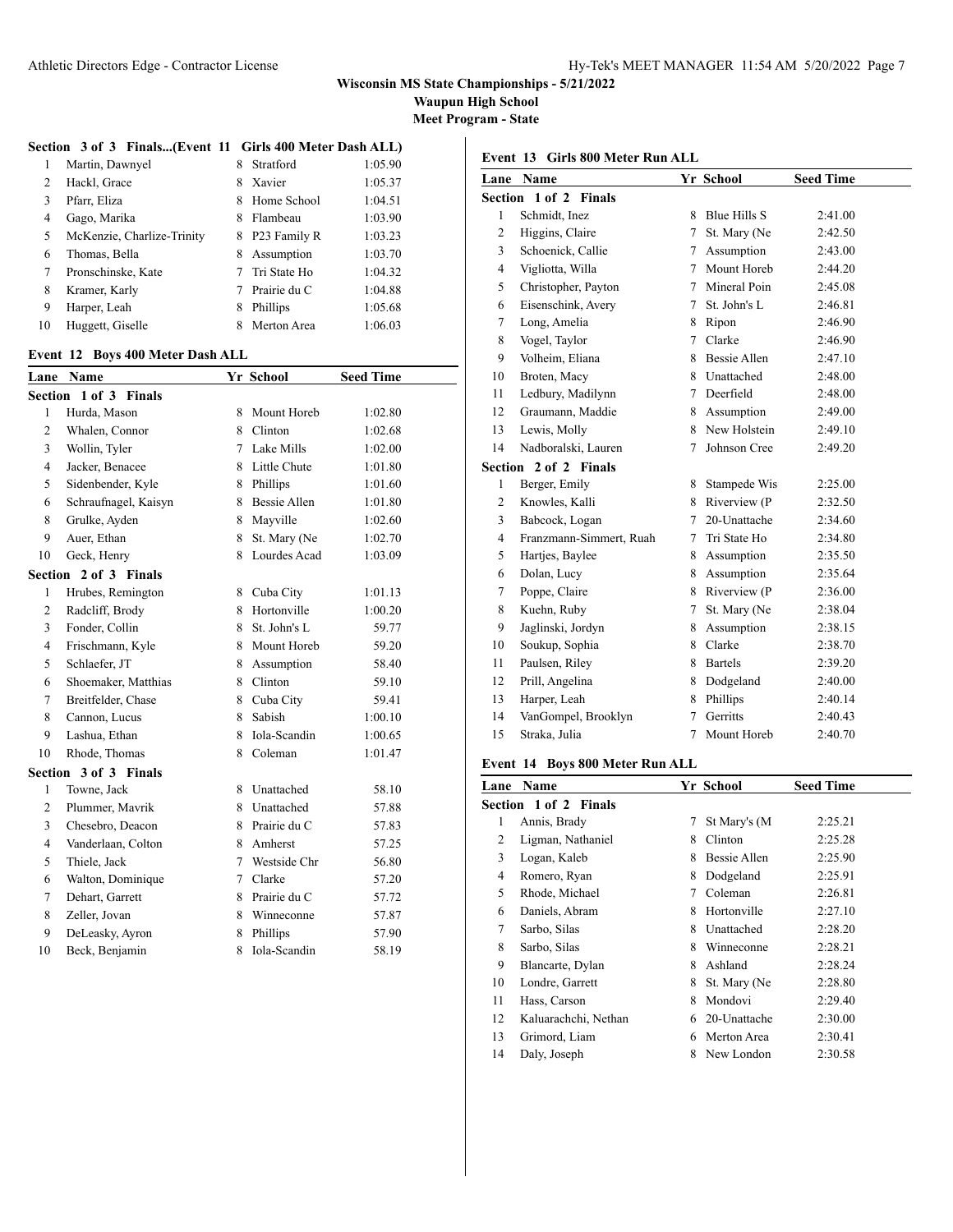**Wisconsin MS State Championships - 5/21/2022**
**Waupun High School**
**Meet Program - State**

### Section 3 of 3 Finals...(Event 11 Girls 400 Meter Dash ALL)

| Lane | Name | Yr | School | Seed Time |
|---|---|---|---|---|
| 1 | Martin, Dawnyel | 8 | Stratford | 1:05.90 |
| 2 | Hackl, Grace | 8 | Xavier | 1:05.37 |
| 3 | Pfarr, Eliza | 8 | Home School | 1:04.51 |
| 4 | Gago, Marika | 8 | Flambeau | 1:03.90 |
| 5 | McKenzie, Charlize-Trinity | 8 | P23 Family R | 1:03.23 |
| 6 | Thomas, Bella | 8 | Assumption | 1:03.70 |
| 7 | Pronschinske, Kate | 7 | Tri State Ho | 1:04.32 |
| 8 | Kramer, Karly | 7 | Prairie du C | 1:04.88 |
| 9 | Harper, Leah | 8 | Phillips | 1:05.68 |
| 10 | Huggett, Giselle | 8 | Merton Area | 1:06.03 |

### Event 12 Boys 400 Meter Dash ALL

| Lane | Name | Yr | School | Seed Time |
|---|---|---|---|---|
| **Section 1 of 3 Finals** | | | | |
| 1 | Hurda, Mason | 8 | Mount Horeb | 1:02.80 |
| 2 | Whalen, Connor | 8 | Clinton | 1:02.68 |
| 3 | Wollin, Tyler | 7 | Lake Mills | 1:02.00 |
| 4 | Jacker, Benacee | 8 | Little Chute | 1:01.80 |
| 5 | Sidenbender, Kyle | 8 | Phillips | 1:01.60 |
| 6 | Schraufnagel, Kaisyn | 8 | Bessie Allen | 1:01.80 |
| 8 | Grulke, Ayden | 8 | Mayville | 1:02.60 |
| 9 | Auer, Ethan | 8 | St. Mary (Ne | 1:02.70 |
| 10 | Geck, Henry | 8 | Lourdes Acad | 1:03.09 |
| **Section 2 of 3 Finals** | | | | |
| 1 | Hrubes, Remington | 8 | Cuba City | 1:01.13 |
| 2 | Radcliff, Brody | 8 | Hortonville | 1:00.20 |
| 3 | Fonder, Collin | 8 | St. John's L | 59.77 |
| 4 | Frischmann, Kyle | 8 | Mount Horeb | 59.20 |
| 5 | Schlaefer, JT | 8 | Assumption | 58.40 |
| 6 | Shoemaker, Matthias | 8 | Clinton | 59.10 |
| 7 | Breitfelder, Chase | 8 | Cuba City | 59.41 |
| 8 | Cannon, Lucus | 8 | Sabish | 1:00.10 |
| 9 | Lashua, Ethan | 8 | Iola-Scandin | 1:00.65 |
| 10 | Rhode, Thomas | 8 | Coleman | 1:01.47 |
| **Section 3 of 3 Finals** | | | | |
| 1 | Towne, Jack | 8 | Unattached | 58.10 |
| 2 | Plummer, Mavrik | 8 | Unattached | 57.88 |
| 3 | Chesebro, Deacon | 8 | Prairie du C | 57.83 |
| 4 | Vanderlaan, Colton | 8 | Amherst | 57.25 |
| 5 | Thiele, Jack | 7 | Westside Chr | 56.80 |
| 6 | Walton, Dominique | 7 | Clarke | 57.20 |
| 7 | Dehart, Garrett | 8 | Prairie du C | 57.72 |
| 8 | Zeller, Jovan | 8 | Winneconne | 57.87 |
| 9 | DeLeasky, Ayron | 8 | Phillips | 57.90 |
| 10 | Beck, Benjamin | 8 | Iola-Scandin | 58.19 |

### Event 13 Girls 800 Meter Run ALL

| Lane | Name | Yr | School | Seed Time |
|---|---|---|---|---|
| **Section 1 of 2 Finals** | | | | |
| 1 | Schmidt, Inez | 8 | Blue Hills S | 2:41.00 |
| 2 | Higgins, Claire | 7 | St. Mary (Ne | 2:42.50 |
| 3 | Schoenick, Callie | 7 | Assumption | 2:43.00 |
| 4 | Vigliotta, Willa | 7 | Mount Horeb | 2:44.20 |
| 5 | Christopher, Payton | 7 | Mineral Poin | 2:45.08 |
| 6 | Eisenschink, Avery | 7 | St. John's L | 2:46.81 |
| 7 | Long, Amelia | 8 | Ripon | 2:46.90 |
| 8 | Vogel, Taylor | 7 | Clarke | 2:46.90 |
| 9 | Volheim, Eliana | 8 | Bessie Allen | 2:47.10 |
| 10 | Broten, Macy | 8 | Unattached | 2:48.00 |
| 11 | Ledbury, Madilynn | 7 | Deerfield | 2:48.00 |
| 12 | Graumann, Maddie | 8 | Assumption | 2:49.00 |
| 13 | Lewis, Molly | 8 | New Holstein | 2:49.10 |
| 14 | Nadboralski, Lauren | 7 | Johnson Cree | 2:49.20 |
| **Section 2 of 2 Finals** | | | | |
| 1 | Berger, Emily | 8 | Stampede Wis | 2:25.00 |
| 2 | Knowles, Kalli | 8 | Riverview (P | 2:32.50 |
| 3 | Babcock, Logan | 7 | 20-Unattache | 2:34.60 |
| 4 | Franzmann-Simmert, Ruah | 7 | Tri State Ho | 2:34.80 |
| 5 | Hartjes, Baylee | 8 | Assumption | 2:35.50 |
| 6 | Dolan, Lucy | 8 | Assumption | 2:35.64 |
| 7 | Poppe, Claire | 8 | Riverview (P | 2:36.00 |
| 8 | Kuehn, Ruby | 7 | St. Mary (Ne | 2:38.04 |
| 9 | Jaglinski, Jordyn | 8 | Assumption | 2:38.15 |
| 10 | Soukup, Sophia | 8 | Clarke | 2:38.70 |
| 11 | Paulsen, Riley | 8 | Bartels | 2:39.20 |
| 12 | Prill, Angelina | 8 | Dodgeland | 2:40.00 |
| 13 | Harper, Leah | 8 | Phillips | 2:40.14 |
| 14 | VanGompel, Brooklyn | 7 | Gerritts | 2:40.43 |
| 15 | Straka, Julia | 7 | Mount Horeb | 2:40.70 |

### Event 14 Boys 800 Meter Run ALL

| Lane | Name | Yr | School | Seed Time |
|---|---|---|---|---|
| **Section 1 of 2 Finals** | | | | |
| 1 | Annis, Brady | 7 | St Mary's (M | 2:25.21 |
| 2 | Ligman, Nathaniel | 8 | Clinton | 2:25.28 |
| 3 | Logan, Kaleb | 8 | Bessie Allen | 2:25.90 |
| 4 | Romero, Ryan | 8 | Dodgeland | 2:25.91 |
| 5 | Rhode, Michael | 7 | Coleman | 2:26.81 |
| 6 | Daniels, Abram | 8 | Hortonville | 2:27.10 |
| 7 | Sarbo, Silas | 8 | Unattached | 2:28.20 |
| 8 | Sarbo, Silas | 8 | Winneconne | 2:28.21 |
| 9 | Blancarte, Dylan | 8 | Ashland | 2:28.24 |
| 10 | Londre, Garrett | 8 | St. Mary (Ne | 2:28.80 |
| 11 | Hass, Carson | 8 | Mondovi | 2:29.40 |
| 12 | Kaluarachchi, Nethan | 6 | 20-Unattache | 2:30.00 |
| 13 | Grimord, Liam | 6 | Merton Area | 2:30.41 |
| 14 | Daly, Joseph | 8 | New London | 2:30.58 |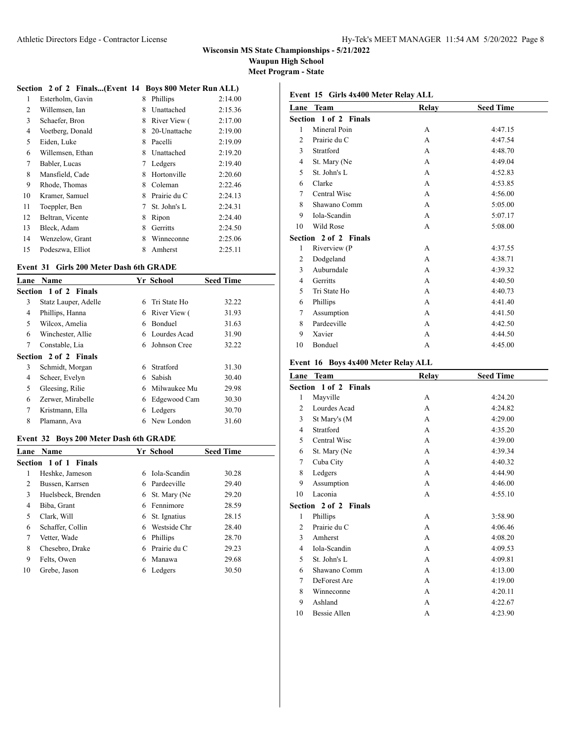# Wisconsin MS State Championships - 5/21/2022

**Waupun High School**

**Meet Program - State**

### Section 2 of 2 Finals...(Event 14 Boys 800 Meter Run ALL)

| Lane | Name | Yr | School | Seed Time |
|---|---|---|---|---|
| 1 | Esterholm, Gavin | 8 | Phillips | 2:14.00 |
| 2 | Willemsen, Ian | 8 | Unattached | 2:15.36 |
| 3 | Schaefer, Bron | 8 | River View ( | 2:17.00 |
| 4 | Voetberg, Donald | 8 | 20-Unattache | 2:19.00 |
| 5 | Eiden, Luke | 8 | Pacelli | 2:19.09 |
| 6 | Willemsen, Ethan | 8 | Unattached | 2:19.20 |
| 7 | Babler, Lucas | 7 | Ledgers | 2:19.40 |
| 8 | Mansfield, Cade | 8 | Hortonville | 2:20.60 |
| 9 | Rhode, Thomas | 8 | Coleman | 2:22.46 |
| 10 | Kramer, Samuel | 8 | Prairie du C | 2:24.13 |
| 11 | Toeppler, Ben | 7 | St. John's L | 2:24.31 |
| 12 | Beltran, Vicente | 8 | Ripon | 2:24.40 |
| 13 | Bleck, Adam | 8 | Gerritts | 2:24.50 |
| 14 | Wenzelow, Grant | 8 | Winneconne | 2:25.06 |
| 15 | Podeszwa, Elliot | 8 | Amherst | 2:25.11 |

### Event 31 Girls 200 Meter Dash 6th GRADE

| Lane | Name | Yr | School | Seed Time |
|---|---|---|---|---|
| **Section 1 of 2 Finals** | | | | |
| 3 | Statz Lauper, Adelle | 6 | Tri State Ho | 32.22 |
| 4 | Phillips, Hanna | 6 | River View ( | 31.93 |
| 5 | Wilcox, Amelia | 6 | Bonduel | 31.63 |
| 6 | Winchester, Allie | 6 | Lourdes Acad | 31.90 |
| 7 | Constable, Lia | 6 | Johnson Cree | 32.22 |
| **Section 2 of 2 Finals** | | | | |
| 3 | Schmidt, Morgan | 6 | Stratford | 31.30 |
| 4 | Scheer, Evelyn | 6 | Sabish | 30.40 |
| 5 | Gleesing, Rilie | 6 | Milwaukee Mu | 29.98 |
| 6 | Zerwer, Mirabelle | 6 | Edgewood Cam | 30.30 |
| 7 | Kristmann, Ella | 6 | Ledgers | 30.70 |
| 8 | Plamann, Ava | 6 | New London | 31.60 |

### Event 32 Boys 200 Meter Dash 6th GRADE

| Lane | Name | Yr | School | Seed Time |
|---|---|---|---|---|
| **Section 1 of 1 Finals** | | | | |
| 1 | Heshke, Jameson | 6 | Iola-Scandin | 30.28 |
| 2 | Bussen, Karrsen | 6 | Pardeeville | 29.40 |
| 3 | Huelsbeck, Brenden | 6 | St. Mary (Ne | 29.20 |
| 4 | Biba, Grant | 6 | Fennimore | 28.59 |
| 5 | Clark, Will | 6 | St. Ignatius | 28.15 |
| 6 | Schaffer, Collin | 6 | Westside Chr | 28.40 |
| 7 | Vetter, Wade | 6 | Phillips | 28.70 |
| 8 | Chesebro, Drake | 6 | Prairie du C | 29.23 |
| 9 | Felts, Owen | 6 | Manawa | 29.68 |
| 10 | Grebe, Jason | 6 | Ledgers | 30.50 |

### Event 15 Girls 4x400 Meter Relay ALL

| Lane | Team | Relay | Seed Time |
|---|---|---|---|
| **Section 1 of 2 Finals** | | | |
| 1 | Mineral Poin | A | 4:47.15 |
| 2 | Prairie du C | A | 4:47.54 |
| 3 | Stratford | A | 4:48.70 |
| 4 | St. Mary (Ne | A | 4:49.04 |
| 5 | St. John's L | A | 4:52.83 |
| 6 | Clarke | A | 4:53.85 |
| 7 | Central Wisc | A | 4:56.00 |
| 8 | Shawano Comm | A | 5:05.00 |
| 9 | Iola-Scandin | A | 5:07.17 |
| 10 | Wild Rose | A | 5:08.00 |
| **Section 2 of 2 Finals** | | | |
| 1 | Riverview (P | A | 4:37.55 |
| 2 | Dodgeland | A | 4:38.71 |
| 3 | Auburndale | A | 4:39.32 |
| 4 | Gerritts | A | 4:40.50 |
| 5 | Tri State Ho | A | 4:40.73 |
| 6 | Phillips | A | 4:41.40 |
| 7 | Assumption | A | 4:41.50 |
| 8 | Pardeeville | A | 4:42.50 |
| 9 | Xavier | A | 4:44.50 |
| 10 | Bonduel | A | 4:45.00 |

### Event 16 Boys 4x400 Meter Relay ALL

| Lane | Team | Relay | Seed Time |
|---|---|---|---|
| **Section 1 of 2 Finals** | | | |
| 1 | Mayville | A | 4:24.20 |
| 2 | Lourdes Acad | A | 4:24.82 |
| 3 | St Mary's (M | A | 4:29.00 |
| 4 | Stratford | A | 4:35.20 |
| 5 | Central Wisc | A | 4:39.00 |
| 6 | St. Mary (Ne | A | 4:39.34 |
| 7 | Cuba City | A | 4:40.32 |
| 8 | Ledgers | A | 4:44.90 |
| 9 | Assumption | A | 4:46.00 |
| 10 | Laconia | A | 4:55.10 |
| **Section 2 of 2 Finals** | | | |
| 1 | Phillips | A | 3:58.90 |
| 2 | Prairie du C | A | 4:06.46 |
| 3 | Amherst | A | 4:08.20 |
| 4 | Iola-Scandin | A | 4:09.53 |
| 5 | St. John's L | A | 4:09.81 |
| 6 | Shawano Comm | A | 4:13.00 |
| 7 | DeForest Are | A | 4:19.00 |
| 8 | Winneconne | A | 4:20.11 |
| 9 | Ashland | A | 4:22.67 |
| 10 | Bessie Allen | A | 4:23.90 |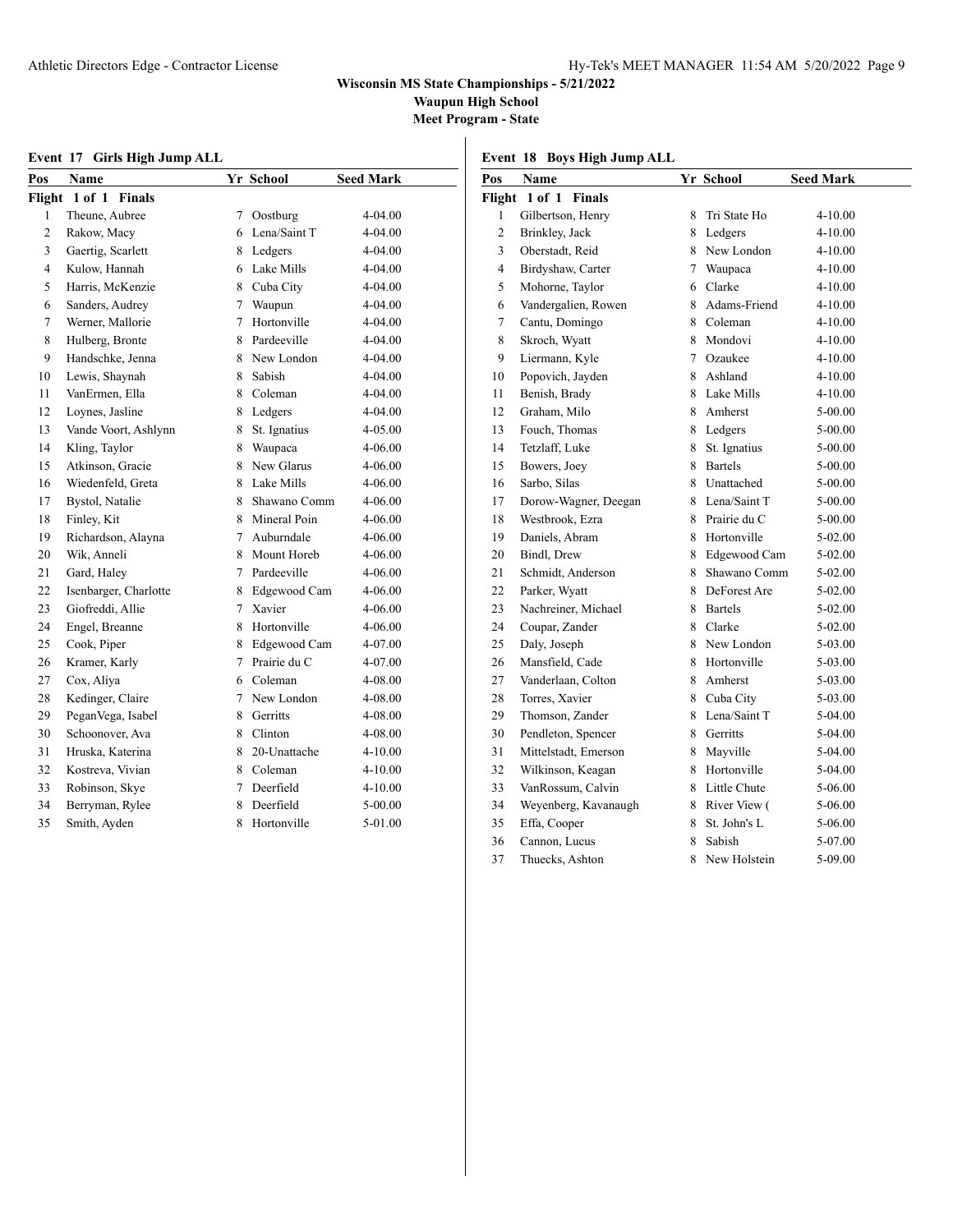**Wisconsin MS State Championships - 5/21/2022**

**Waupun High School**

**Meet Program - State**

### Event 17 Girls High Jump ALL

**Flight 1 of 1 Finals**

| Pos | Name | Yr | School | Seed Mark |
|---|---|---|---|---|
| 1 | Theune, Aubree | 7 | Oostburg | 4-04.00 |
| 2 | Rakow, Macy | 6 | Lena/Saint T | 4-04.00 |
| 3 | Gaertig, Scarlett | 8 | Ledgers | 4-04.00 |
| 4 | Kulow, Hannah | 6 | Lake Mills | 4-04.00 |
| 5 | Harris, McKenzie | 8 | Cuba City | 4-04.00 |
| 6 | Sanders, Audrey | 7 | Waupun | 4-04.00 |
| 7 | Werner, Mallorie | 7 | Hortonville | 4-04.00 |
| 8 | Hulberg, Bronte | 8 | Pardeeville | 4-04.00 |
| 9 | Handschke, Jenna | 8 | New London | 4-04.00 |
| 10 | Lewis, Shaynah | 8 | Sabish | 4-04.00 |
| 11 | VanErmen, Ella | 8 | Coleman | 4-04.00 |
| 12 | Loynes, Jasline | 8 | Ledgers | 4-04.00 |
| 13 | Vande Voort, Ashlynn | 8 | St. Ignatius | 4-05.00 |
| 14 | Kling, Taylor | 8 | Waupaca | 4-06.00 |
| 15 | Atkinson, Gracie | 8 | New Glarus | 4-06.00 |
| 16 | Wiedenfeld, Greta | 8 | Lake Mills | 4-06.00 |
| 17 | Bystol, Natalie | 8 | Shawano Comm | 4-06.00 |
| 18 | Finley, Kit | 8 | Mineral Poin | 4-06.00 |
| 19 | Richardson, Alayna | 7 | Auburndale | 4-06.00 |
| 20 | Wik, Anneli | 8 | Mount Horeb | 4-06.00 |
| 21 | Gard, Haley | 7 | Pardeeville | 4-06.00 |
| 22 | Isenbarger, Charlotte | 8 | Edgewood Cam | 4-06.00 |
| 23 | Giofreddi, Allie | 7 | Xavier | 4-06.00 |
| 24 | Engel, Breanne | 8 | Hortonville | 4-06.00 |
| 25 | Cook, Piper | 8 | Edgewood Cam | 4-07.00 |
| 26 | Kramer, Karly | 7 | Prairie du C | 4-07.00 |
| 27 | Cox, Aliya | 6 | Coleman | 4-08.00 |
| 28 | Kedinger, Claire | 7 | New London | 4-08.00 |
| 29 | PeganVega, Isabel | 8 | Gerritts | 4-08.00 |
| 30 | Schoonover, Ava | 8 | Clinton | 4-08.00 |
| 31 | Hruska, Katerina | 8 | 20-Unattache | 4-10.00 |
| 32 | Kostreva, Vivian | 8 | Coleman | 4-10.00 |
| 33 | Robinson, Skye | 7 | Deerfield | 4-10.00 |
| 34 | Berryman, Rylee | 8 | Deerfield | 5-00.00 |
| 35 | Smith, Ayden | 8 | Hortonville | 5-01.00 |

### Event 18 Boys High Jump ALL

**Flight 1 of 1 Finals**

| Pos | Name | Yr | School | Seed Mark |
|---|---|---|---|---|
| 1 | Gilbertson, Henry | 8 | Tri State Ho | 4-10.00 |
| 2 | Brinkley, Jack | 8 | Ledgers | 4-10.00 |
| 3 | Oberstadt, Reid | 8 | New London | 4-10.00 |
| 4 | Birdyshaw, Carter | 7 | Waupaca | 4-10.00 |
| 5 | Mohorne, Taylor | 6 | Clarke | 4-10.00 |
| 6 | Vandergalien, Rowen | 8 | Adams-Friend | 4-10.00 |
| 7 | Cantu, Domingo | 8 | Coleman | 4-10.00 |
| 8 | Skroch, Wyatt | 8 | Mondovi | 4-10.00 |
| 9 | Liermann, Kyle | 7 | Ozaukee | 4-10.00 |
| 10 | Popovich, Jayden | 8 | Ashland | 4-10.00 |
| 11 | Benish, Brady | 8 | Lake Mills | 4-10.00 |
| 12 | Graham, Milo | 8 | Amherst | 5-00.00 |
| 13 | Fouch, Thomas | 8 | Ledgers | 5-00.00 |
| 14 | Tetzlaff, Luke | 8 | St. Ignatius | 5-00.00 |
| 15 | Bowers, Joey | 8 | Bartels | 5-00.00 |
| 16 | Sarbo, Silas | 8 | Unattached | 5-00.00 |
| 17 | Dorow-Wagner, Deegan | 8 | Lena/Saint T | 5-00.00 |
| 18 | Westbrook, Ezra | 8 | Prairie du C | 5-00.00 |
| 19 | Daniels, Abram | 8 | Hortonville | 5-02.00 |
| 20 | Bindl, Drew | 8 | Edgewood Cam | 5-02.00 |
| 21 | Schmidt, Anderson | 8 | Shawano Comm | 5-02.00 |
| 22 | Parker, Wyatt | 8 | DeForest Are | 5-02.00 |
| 23 | Nachreiner, Michael | 8 | Bartels | 5-02.00 |
| 24 | Coupar, Zander | 8 | Clarke | 5-02.00 |
| 25 | Daly, Joseph | 8 | New London | 5-03.00 |
| 26 | Mansfield, Cade | 8 | Hortonville | 5-03.00 |
| 27 | Vanderlaan, Colton | 8 | Amherst | 5-03.00 |
| 28 | Torres, Xavier | 8 | Cuba City | 5-03.00 |
| 29 | Thomson, Zander | 8 | Lena/Saint T | 5-04.00 |
| 30 | Pendleton, Spencer | 8 | Gerritts | 5-04.00 |
| 31 | Mittelstadt, Emerson | 8 | Mayville | 5-04.00 |
| 32 | Wilkinson, Keagan | 8 | Hortonville | 5-04.00 |
| 33 | VanRossum, Calvin | 8 | Little Chute | 5-06.00 |
| 34 | Weyenberg, Kavanaugh | 8 | River View ( | 5-06.00 |
| 35 | Effa, Cooper | 8 | St. John's L | 5-06.00 |
| 36 | Cannon, Lucus | 8 | Sabish | 5-07.00 |
| 37 | Thuecks, Ashton | 8 | New Holstein | 5-09.00 |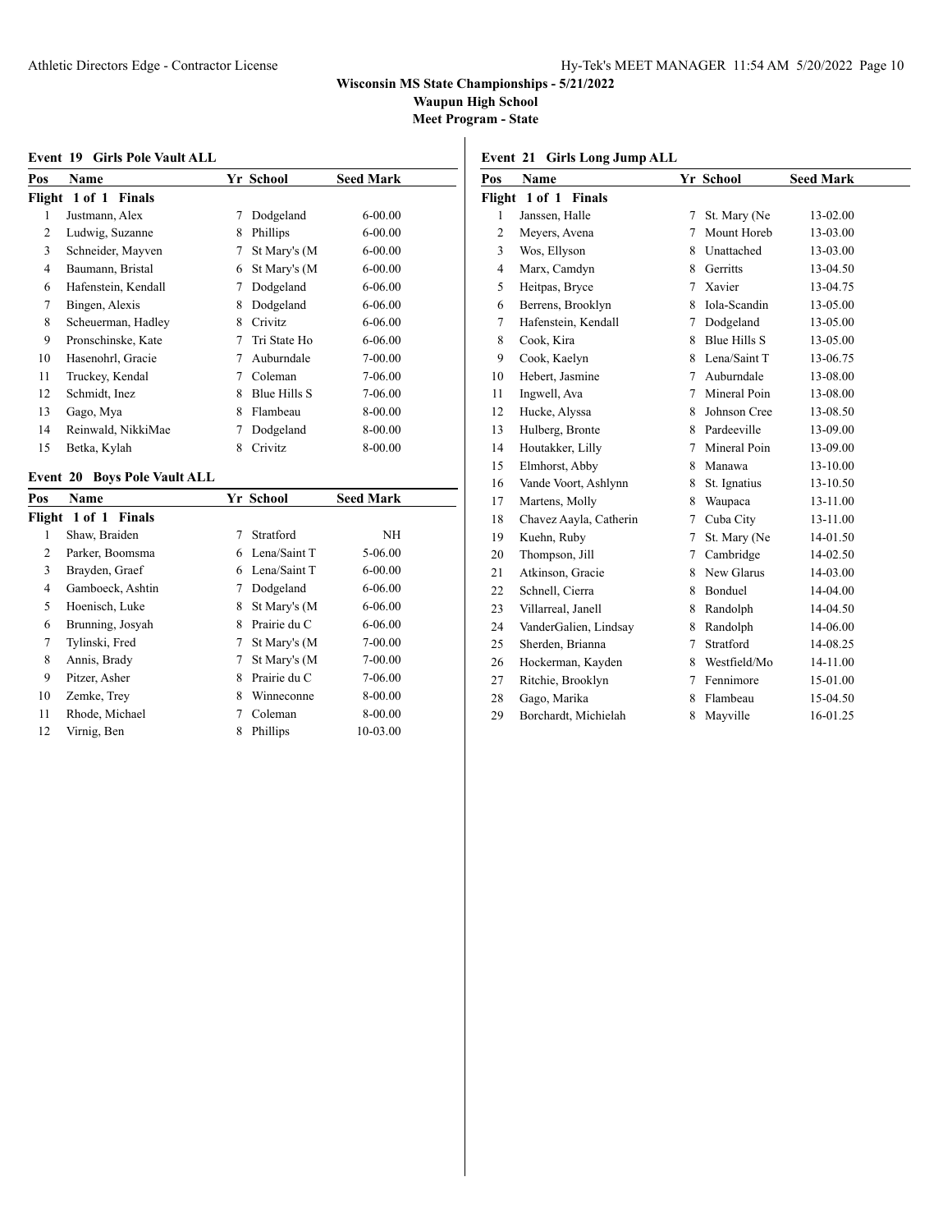## Wisconsin MS State Championships - 5/21/2022

### Waupun High School

### Meet Program - State

#### Event 19 Girls Pole Vault ALL

| Pos | Name | Yr | School | Seed Mark |
|---|---|---|---|---|
| **Flight 1 of 1 Finals** | | | | |
| 1 | Justmann, Alex | 7 | Dodgeland | 6-00.00 |
| 2 | Ludwig, Suzanne | 8 | Phillips | 6-00.00 |
| 3 | Schneider, Mayven | 7 | St Mary's (M | 6-00.00 |
| 4 | Baumann, Bristal | 6 | St Mary's (M | 6-00.00 |
| 6 | Hafenstein, Kendall | 7 | Dodgeland | 6-06.00 |
| 7 | Bingen, Alexis | 8 | Dodgeland | 6-06.00 |
| 8 | Scheuerman, Hadley | 8 | Crivitz | 6-06.00 |
| 9 | Pronschinske, Kate | 7 | Tri State Ho | 6-06.00 |
| 10 | Hasenohrl, Gracie | 7 | Auburndale | 7-00.00 |
| 11 | Truckey, Kendal | 7 | Coleman | 7-06.00 |
| 12 | Schmidt, Inez | 8 | Blue Hills S | 7-06.00 |
| 13 | Gago, Mya | 8 | Flambeau | 8-00.00 |
| 14 | Reinwald, NikkiMae | 7 | Dodgeland | 8-00.00 |
| 15 | Betka, Kylah | 8 | Crivitz | 8-00.00 |

#### Event 20 Boys Pole Vault ALL

| Pos | Name | Yr | School | Seed Mark |
|---|---|---|---|---|
| **Flight 1 of 1 Finals** | | | | |
| 1 | Shaw, Braiden | 7 | Stratford | NH |
| 2 | Parker, Boomsma | 6 | Lena/Saint T | 5-06.00 |
| 3 | Brayden, Graef | 6 | Lena/Saint T | 6-00.00 |
| 4 | Gamboeck, Ashtin | 7 | Dodgeland | 6-06.00 |
| 5 | Hoenisch, Luke | 8 | St Mary's (M | 6-06.00 |
| 6 | Brunning, Josyah | 8 | Prairie du C | 6-06.00 |
| 7 | Tylinski, Fred | 7 | St Mary's (M | 7-00.00 |
| 8 | Annis, Brady | 7 | St Mary's (M | 7-00.00 |
| 9 | Pitzer, Asher | 8 | Prairie du C | 7-06.00 |
| 10 | Zemke, Trey | 8 | Winneconne | 8-00.00 |
| 11 | Rhode, Michael | 7 | Coleman | 8-00.00 |
| 12 | Virnig, Ben | 8 | Phillips | 10-03.00 |

#### Event 21 Girls Long Jump ALL

| Pos | Name | Yr | School | Seed Mark |
|---|---|---|---|---|
| **Flight 1 of 1 Finals** | | | | |
| 1 | Janssen, Halle | 7 | St. Mary (Ne | 13-02.00 |
| 2 | Meyers, Avena | 7 | Mount Horeb | 13-03.00 |
| 3 | Wos, Ellyson | 8 | Unattached | 13-03.00 |
| 4 | Marx, Camdyn | 8 | Gerritts | 13-04.50 |
| 5 | Heitpas, Bryce | 7 | Xavier | 13-04.75 |
| 6 | Berrens, Brooklyn | 8 | Iola-Scandin | 13-05.00 |
| 7 | Hafenstein, Kendall | 7 | Dodgeland | 13-05.00 |
| 8 | Cook, Kira | 8 | Blue Hills S | 13-05.00 |
| 9 | Cook, Kaelyn | 8 | Lena/Saint T | 13-06.75 |
| 10 | Hebert, Jasmine | 7 | Auburndale | 13-08.00 |
| 11 | Ingwell, Ava | 7 | Mineral Poin | 13-08.00 |
| 12 | Hucke, Alyssa | 8 | Johnson Cree | 13-08.50 |
| 13 | Hulberg, Bronte | 8 | Pardeeville | 13-09.00 |
| 14 | Houtakker, Lilly | 7 | Mineral Poin | 13-09.00 |
| 15 | Elmhorst, Abby | 8 | Manawa | 13-10.00 |
| 16 | Vande Voort, Ashlynn | 8 | St. Ignatius | 13-10.50 |
| 17 | Martens, Molly | 8 | Waupaca | 13-11.00 |
| 18 | Chavez Aayla, Catherin | 7 | Cuba City | 13-11.00 |
| 19 | Kuehn, Ruby | 7 | St. Mary (Ne | 14-01.50 |
| 20 | Thompson, Jill | 7 | Cambridge | 14-02.50 |
| 21 | Atkinson, Gracie | 8 | New Glarus | 14-03.00 |
| 22 | Schnell, Cierra | 8 | Bonduel | 14-04.00 |
| 23 | Villarreal, Janell | 8 | Randolph | 14-04.50 |
| 24 | VanderGalien, Lindsay | 8 | Randolph | 14-06.00 |
| 25 | Sherden, Brianna | 7 | Stratford | 14-08.25 |
| 26 | Hockerman, Kayden | 8 | Westfield/Mo | 14-11.00 |
| 27 | Ritchie, Brooklyn | 7 | Fennimore | 15-01.00 |
| 28 | Gago, Marika | 8 | Flambeau | 15-04.50 |
| 29 | Borchardt, Michielah | 8 | Mayville | 16-01.25 |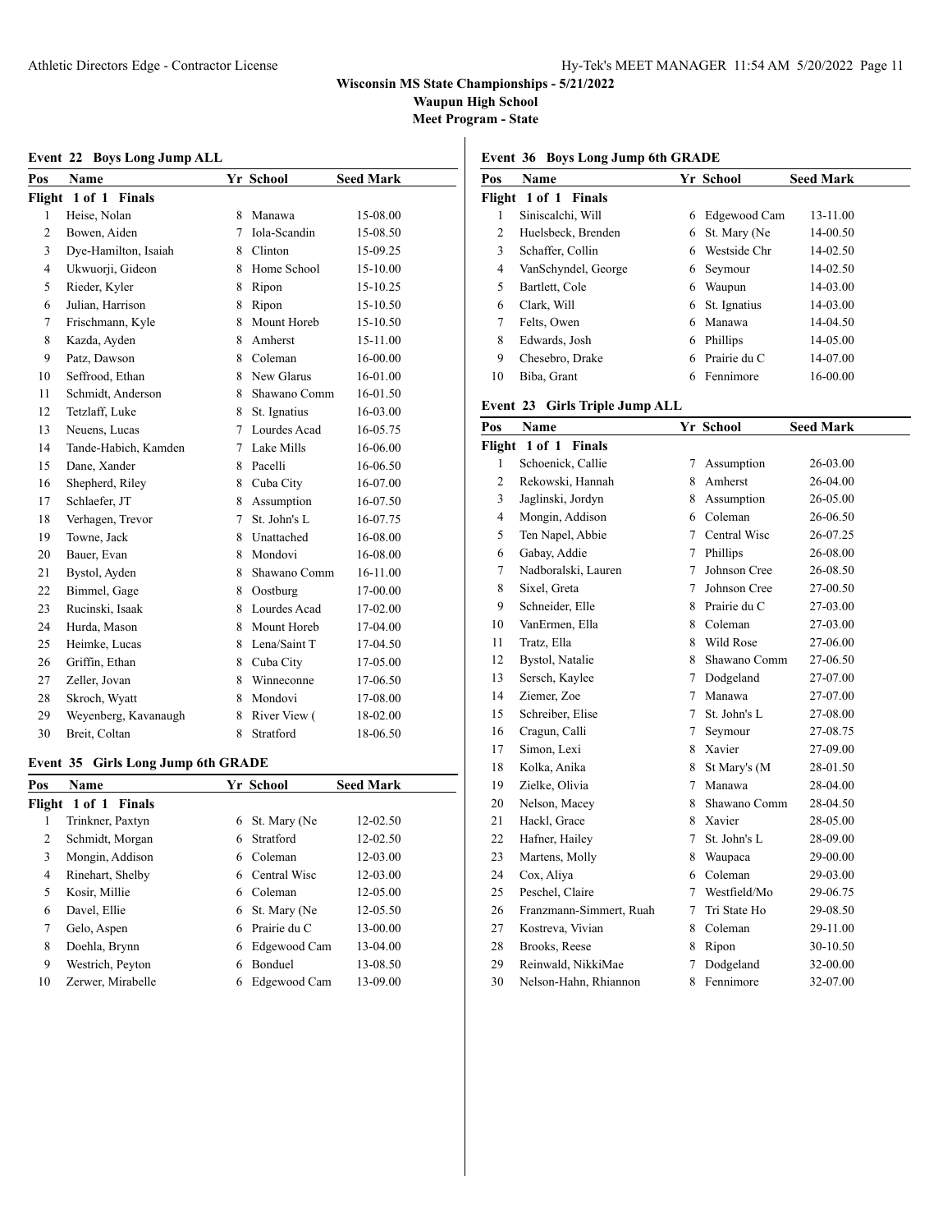**Wisconsin MS State Championships - 5/21/2022**

**Waupun High School**

**Meet Program - State**

### Event 22 Boys Long Jump ALL

| Pos | Name | Yr | School | Seed Mark |
|---|---|---|---|---|
| **Flight 1 of 1 Finals** | | | | |
| 1 | Heise, Nolan | 8 | Manawa | 15-08.00 |
| 2 | Bowen, Aiden | 7 | Iola-Scandin | 15-08.50 |
| 3 | Dye-Hamilton, Isaiah | 8 | Clinton | 15-09.25 |
| 4 | Ukwuorji, Gideon | 8 | Home School | 15-10.00 |
| 5 | Rieder, Kyler | 8 | Ripon | 15-10.25 |
| 6 | Julian, Harrison | 8 | Ripon | 15-10.50 |
| 7 | Frischmann, Kyle | 8 | Mount Horeb | 15-10.50 |
| 8 | Kazda, Ayden | 8 | Amherst | 15-11.00 |
| 9 | Patz, Dawson | 8 | Coleman | 16-00.00 |
| 10 | Seffrood, Ethan | 8 | New Glarus | 16-01.00 |
| 11 | Schmidt, Anderson | 8 | Shawano Comm | 16-01.50 |
| 12 | Tetzlaff, Luke | 8 | St. Ignatius | 16-03.00 |
| 13 | Neuens, Lucas | 7 | Lourdes Acad | 16-05.75 |
| 14 | Tande-Habich, Kamden | 7 | Lake Mills | 16-06.00 |
| 15 | Dane, Xander | 8 | Pacelli | 16-06.50 |
| 16 | Shepherd, Riley | 8 | Cuba City | 16-07.00 |
| 17 | Schlaefer, JT | 8 | Assumption | 16-07.50 |
| 18 | Verhagen, Trevor | 7 | St. John's L | 16-07.75 |
| 19 | Towne, Jack | 8 | Unattached | 16-08.00 |
| 20 | Bauer, Evan | 8 | Mondovi | 16-08.00 |
| 21 | Bystol, Ayden | 8 | Shawano Comm | 16-11.00 |
| 22 | Bimmel, Gage | 8 | Oostburg | 17-00.00 |
| 23 | Rucinski, Isaak | 8 | Lourdes Acad | 17-02.00 |
| 24 | Hurda, Mason | 8 | Mount Horeb | 17-04.00 |
| 25 | Heimke, Lucas | 8 | Lena/Saint T | 17-04.50 |
| 26 | Griffin, Ethan | 8 | Cuba City | 17-05.00 |
| 27 | Zeller, Jovan | 8 | Winneconne | 17-06.50 |
| 28 | Skroch, Wyatt | 8 | Mondovi | 17-08.00 |
| 29 | Weyenberg, Kavanaugh | 8 | River View ( | 18-02.00 |
| 30 | Breit, Coltan | 8 | Stratford | 18-06.50 |

### Event 35 Girls Long Jump 6th GRADE

| Pos | Name | Yr | School | Seed Mark |
|---|---|---|---|---|
| **Flight 1 of 1 Finals** | | | | |
| 1 | Trinkner, Paxtyn | 6 | St. Mary (Ne | 12-02.50 |
| 2 | Schmidt, Morgan | 6 | Stratford | 12-02.50 |
| 3 | Mongin, Addison | 6 | Coleman | 12-03.00 |
| 4 | Rinehart, Shelby | 6 | Central Wisc | 12-03.00 |
| 5 | Kosir, Millie | 6 | Coleman | 12-05.00 |
| 6 | Davel, Ellie | 6 | St. Mary (Ne | 12-05.50 |
| 7 | Gelo, Aspen | 6 | Prairie du C | 13-00.00 |
| 8 | Doehla, Brynn | 6 | Edgewood Cam | 13-04.00 |
| 9 | Westrich, Peyton | 6 | Bonduel | 13-08.50 |
| 10 | Zerwer, Mirabelle | 6 | Edgewood Cam | 13-09.00 |

### Event 36 Boys Long Jump 6th GRADE

| Pos | Name | Yr | School | Seed Mark |
|---|---|---|---|---|
| **Flight 1 of 1 Finals** | | | | |
| 1 | Siniscalchi, Will | 6 | Edgewood Cam | 13-11.00 |
| 2 | Huelsbeck, Brenden | 6 | St. Mary (Ne | 14-00.50 |
| 3 | Schaffer, Collin | 6 | Westside Chr | 14-02.50 |
| 4 | VanSchyndel, George | 6 | Seymour | 14-02.50 |
| 5 | Bartlett, Cole | 6 | Waupun | 14-03.00 |
| 6 | Clark, Will | 6 | St. Ignatius | 14-03.00 |
| 7 | Felts, Owen | 6 | Manawa | 14-04.50 |
| 8 | Edwards, Josh | 6 | Phillips | 14-05.00 |
| 9 | Chesebro, Drake | 6 | Prairie du C | 14-07.00 |
| 10 | Biba, Grant | 6 | Fennimore | 16-00.00 |

### Event 23 Girls Triple Jump ALL

| Pos | Name | Yr | School | Seed Mark |
|---|---|---|---|---|
| **Flight 1 of 1 Finals** | | | | |
| 1 | Schoenick, Callie | 7 | Assumption | 26-03.00 |
| 2 | Rekowski, Hannah | 8 | Amherst | 26-04.00 |
| 3 | Jaglinski, Jordyn | 8 | Assumption | 26-05.00 |
| 4 | Mongin, Addison | 6 | Coleman | 26-06.50 |
| 5 | Ten Napel, Abbie | 7 | Central Wisc | 26-07.25 |
| 6 | Gabay, Addie | 7 | Phillips | 26-08.00 |
| 7 | Nadboralski, Lauren | 7 | Johnson Cree | 26-08.50 |
| 8 | Sixel, Greta | 7 | Johnson Cree | 27-00.50 |
| 9 | Schneider, Elle | 8 | Prairie du C | 27-03.00 |
| 10 | VanErmen, Ella | 8 | Coleman | 27-03.00 |
| 11 | Tratz, Ella | 8 | Wild Rose | 27-06.00 |
| 12 | Bystol, Natalie | 8 | Shawano Comm | 27-06.50 |
| 13 | Sersch, Kaylee | 7 | Dodgeland | 27-07.00 |
| 14 | Ziemer, Zoe | 7 | Manawa | 27-07.00 |
| 15 | Schreiber, Elise | 7 | St. John's L | 27-08.00 |
| 16 | Cragun, Calli | 7 | Seymour | 27-08.75 |
| 17 | Simon, Lexi | 8 | Xavier | 27-09.00 |
| 18 | Kolka, Anika | 8 | St Mary's (M | 28-01.50 |
| 19 | Zielke, Olivia | 7 | Manawa | 28-04.00 |
| 20 | Nelson, Macey | 8 | Shawano Comm | 28-04.50 |
| 21 | Hackl, Grace | 8 | Xavier | 28-05.00 |
| 22 | Hafner, Hailey | 7 | St. John's L | 28-09.00 |
| 23 | Martens, Molly | 8 | Waupaca | 29-00.00 |
| 24 | Cox, Aliya | 6 | Coleman | 29-03.00 |
| 25 | Peschel, Claire | 7 | Westfield/Mo | 29-06.75 |
| 26 | Franzmann-Simmert, Ruah | 7 | Tri State Ho | 29-08.50 |
| 27 | Kostreva, Vivian | 8 | Coleman | 29-11.00 |
| 28 | Brooks, Reese | 8 | Ripon | 30-10.50 |
| 29 | Reinwald, NikkiMae | 7 | Dodgeland | 32-00.00 |
| 30 | Nelson-Hahn, Rhiannon | 8 | Fennimore | 32-07.00 |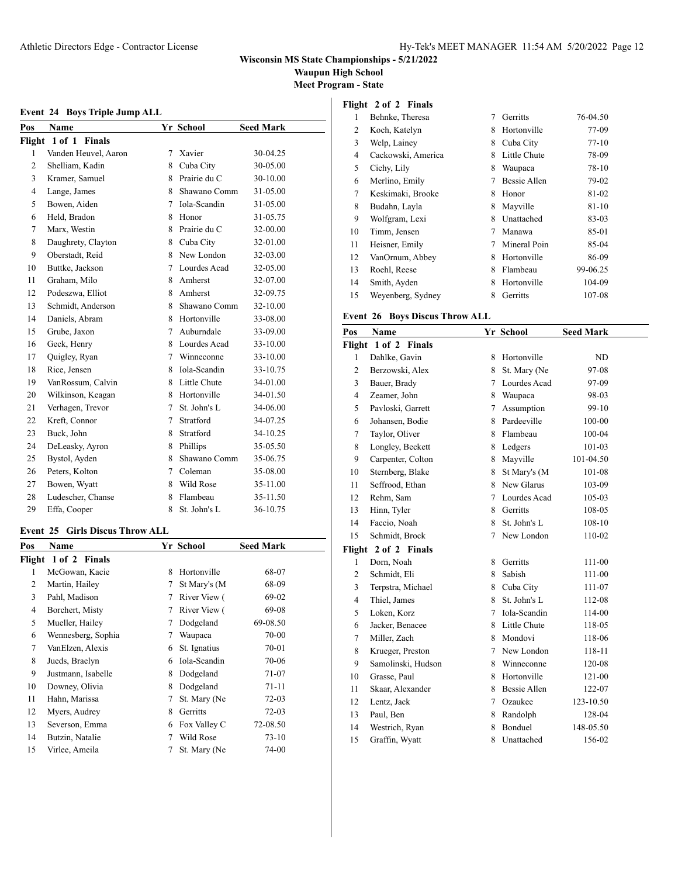Wisconsin MS State Championships - 5/21/2022

Waupun High School

Meet Program - State

### Event 24 Boys Triple Jump ALL

| Pos | Name | Yr | School | Seed Mark |
|---|---|---|---|---|
| **Flight 1 of 1 Finals** | | | | |
| 1 | Vanden Heuvel, Aaron | 7 | Xavier | 30-04.25 |
| 2 | Shelliam, Kadin | 8 | Cuba City | 30-05.00 |
| 3 | Kramer, Samuel | 8 | Prairie du C | 30-10.00 |
| 4 | Lange, James | 8 | Shawano Comm | 31-05.00 |
| 5 | Bowen, Aiden | 7 | Iola-Scandin | 31-05.00 |
| 6 | Held, Bradon | 8 | Honor | 31-05.75 |
| 7 | Marx, Westin | 8 | Prairie du C | 32-00.00 |
| 8 | Daughrety, Clayton | 8 | Cuba City | 32-01.00 |
| 9 | Oberstadt, Reid | 8 | New London | 32-03.00 |
| 10 | Buttke, Jackson | 7 | Lourdes Acad | 32-05.00 |
| 11 | Graham, Milo | 8 | Amherst | 32-07.00 |
| 12 | Podeszwa, Elliot | 8 | Amherst | 32-09.75 |
| 13 | Schmidt, Anderson | 8 | Shawano Comm | 32-10.00 |
| 14 | Daniels, Abram | 8 | Hortonville | 33-08.00 |
| 15 | Grube, Jaxon | 7 | Auburndale | 33-09.00 |
| 16 | Geck, Henry | 8 | Lourdes Acad | 33-10.00 |
| 17 | Quigley, Ryan | 7 | Winneconne | 33-10.00 |
| 18 | Rice, Jensen | 8 | Iola-Scandin | 33-10.75 |
| 19 | VanRossum, Calvin | 8 | Little Chute | 34-01.00 |
| 20 | Wilkinson, Keagan | 8 | Hortonville | 34-01.50 |
| 21 | Verhagen, Trevor | 7 | St. John's L | 34-06.00 |
| 22 | Kreft, Connor | 7 | Stratford | 34-07.25 |
| 23 | Buck, John | 8 | Stratford | 34-10.25 |
| 24 | DeLeasky, Ayron | 8 | Phillips | 35-05.50 |
| 25 | Bystol, Ayden | 8 | Shawano Comm | 35-06.75 |
| 26 | Peters, Kolton | 7 | Coleman | 35-08.00 |
| 27 | Bowen, Wyatt | 8 | Wild Rose | 35-11.00 |
| 28 | Ludescher, Chanse | 8 | Flambeau | 35-11.50 |
| 29 | Effa, Cooper | 8 | St. John's L | 36-10.75 |

### Event 25 Girls Discus Throw ALL

| Pos | Name | Yr | School | Seed Mark |
|---|---|---|---|---|
| **Flight 1 of 2 Finals** | | | | |
| 1 | McGowan, Kacie | 8 | Hortonville | 68-07 |
| 2 | Martin, Hailey | 7 | St Mary's (M | 68-09 |
| 3 | Pahl, Madison | 7 | River View ( | 69-02 |
| 4 | Borchert, Misty | 7 | River View ( | 69-08 |
| 5 | Mueller, Hailey | 7 | Dodgeland | 69-08.50 |
| 6 | Wennesberg, Sophia | 7 | Waupaca | 70-00 |
| 7 | VanElzen, Alexis | 6 | St. Ignatius | 70-01 |
| 8 | Jueds, Braelyn | 6 | Iola-Scandin | 70-06 |
| 9 | Justmann, Isabelle | 8 | Dodgeland | 71-07 |
| 10 | Downey, Olivia | 8 | Dodgeland | 71-11 |
| 11 | Hahn, Marissa | 7 | St. Mary (Ne | 72-03 |
| 12 | Myers, Audrey | 8 | Gerritts | 72-03 |
| 13 | Severson, Emma | 6 | Fox Valley C | 72-08.50 |
| 14 | Butzin, Natalie | 7 | Wild Rose | 73-10 |
| 15 | Virlee, Ameila | 7 | St. Mary (Ne | 74-00 |
| **Flight 2 of 2 Finals** | | | | |
| 1 | Behnke, Theresa | 7 | Gerritts | 76-04.50 |
| 2 | Koch, Katelyn | 8 | Hortonville | 77-09 |
| 3 | Welp, Lainey | 8 | Cuba City | 77-10 |
| 4 | Cackowski, America | 8 | Little Chute | 78-09 |
| 5 | Cichy, Lily | 8 | Waupaca | 78-10 |
| 6 | Merlino, Emily | 7 | Bessie Allen | 79-02 |
| 7 | Keskimaki, Brooke | 8 | Honor | 81-02 |
| 8 | Budahn, Layla | 8 | Mayville | 81-10 |
| 9 | Wolfgram, Lexi | 8 | Unattached | 83-03 |
| 10 | Timm, Jensen | 7 | Manawa | 85-01 |
| 11 | Heisner, Emily | 7 | Mineral Poin | 85-04 |
| 12 | VanOrnum, Abbey | 8 | Hortonville | 86-09 |
| 13 | Roehl, Reese | 8 | Flambeau | 99-06.25 |
| 14 | Smith, Ayden | 8 | Hortonville | 104-09 |
| 15 | Weyenberg, Sydney | 8 | Gerritts | 107-08 |

### Event 26 Boys Discus Throw ALL

| Pos | Name | Yr | School | Seed Mark |
|---|---|---|---|---|
| **Flight 1 of 2 Finals** | | | | |
| 1 | Dahlke, Gavin | 8 | Hortonville | ND |
| 2 | Berzowski, Alex | 8 | St. Mary (Ne | 97-08 |
| 3 | Bauer, Brady | 7 | Lourdes Acad | 97-09 |
| 4 | Zeamer, John | 8 | Waupaca | 98-03 |
| 5 | Pavloski, Garrett | 7 | Assumption | 99-10 |
| 6 | Johansen, Bodie | 8 | Pardeeville | 100-00 |
| 7 | Taylor, Oliver | 8 | Flambeau | 100-04 |
| 8 | Longley, Beckett | 8 | Ledgers | 101-03 |
| 9 | Carpenter, Colton | 8 | Mayville | 101-04.50 |
| 10 | Sternberg, Blake | 8 | St Mary's (M | 101-08 |
| 11 | Seffrood, Ethan | 8 | New Glarus | 103-09 |
| 12 | Rehm, Sam | 7 | Lourdes Acad | 105-03 |
| 13 | Hinn, Tyler | 8 | Gerritts | 108-05 |
| 14 | Faccio, Noah | 8 | St. John's L | 108-10 |
| 15 | Schmidt, Brock | 7 | New London | 110-02 |
| **Flight 2 of 2 Finals** | | | | |
| 1 | Dorn, Noah | 8 | Gerritts | 111-00 |
| 2 | Schmidt, Eli | 8 | Sabish | 111-00 |
| 3 | Terpstra, Michael | 8 | Cuba City | 111-07 |
| 4 | Thiel, James | 8 | St. John's L | 112-08 |
| 5 | Loken, Korz | 7 | Iola-Scandin | 114-00 |
| 6 | Jacker, Benacee | 8 | Little Chute | 118-05 |
| 7 | Miller, Zach | 8 | Mondovi | 118-06 |
| 8 | Krueger, Preston | 7 | New London | 118-11 |
| 9 | Samolinski, Hudson | 8 | Winneconne | 120-08 |
| 10 | Grasse, Paul | 8 | Hortonville | 121-00 |
| 11 | Skaar, Alexander | 8 | Bessie Allen | 122-07 |
| 12 | Lentz, Jack | 7 | Ozaukee | 123-10.50 |
| 13 | Paul, Ben | 8 | Randolph | 128-04 |
| 14 | Westrich, Ryan | 8 | Bonduel | 148-05.50 |
| 15 | Graffin, Wyatt | 8 | Unattached | 156-02 |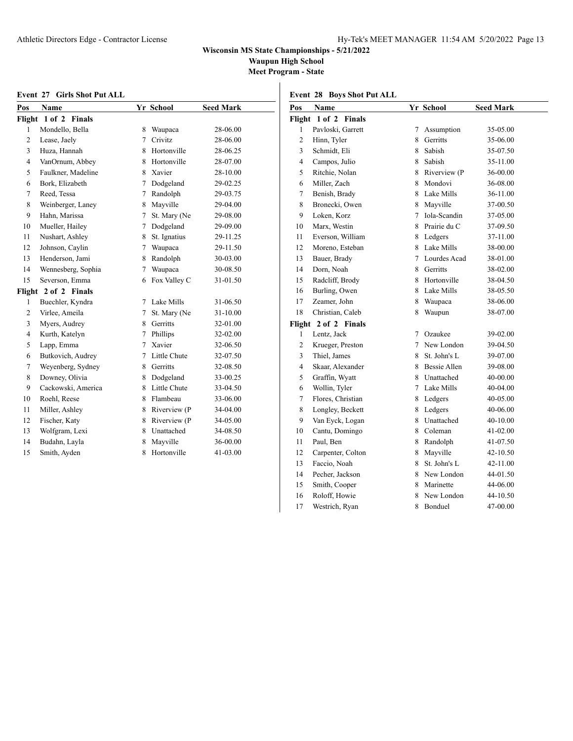**Wisconsin MS State Championships - 5/21/2022**
**Waupun High School**
**Meet Program - State**

### Event 27 Girls Shot Put ALL

| Pos | Name | Yr | School | Seed Mark |
|---|---|---|---|---|
| **Flight 1 of 2 Finals** | | | | |
| 1 | Mondello, Bella | 8 | Waupaca | 28-06.00 |
| 2 | Lease, Jaely | 7 | Crivitz | 28-06.00 |
| 3 | Huza, Hannah | 8 | Hortonville | 28-06.25 |
| 4 | VanOrnum, Abbey | 8 | Hortonville | 28-07.00 |
| 5 | Faulkner, Madeline | 8 | Xavier | 28-10.00 |
| 6 | Bork, Elizabeth | 7 | Dodgeland | 29-02.25 |
| 7 | Reed, Tessa | 7 | Randolph | 29-03.75 |
| 8 | Weinberger, Laney | 8 | Mayville | 29-04.00 |
| 9 | Hahn, Marissa | 7 | St. Mary (Ne | 29-08.00 |
| 10 | Mueller, Hailey | 7 | Dodgeland | 29-09.00 |
| 11 | Nushart, Ashley | 8 | St. Ignatius | 29-11.25 |
| 12 | Johnson, Caylin | 7 | Waupaca | 29-11.50 |
| 13 | Henderson, Jami | 8 | Randolph | 30-03.00 |
| 14 | Wennesberg, Sophia | 7 | Waupaca | 30-08.50 |
| 15 | Severson, Emma | 6 | Fox Valley C | 31-01.50 |
| **Flight 2 of 2 Finals** | | | | |
| 1 | Buechler, Kyndra | 7 | Lake Mills | 31-06.50 |
| 2 | Virlee, Ameila | 7 | St. Mary (Ne | 31-10.00 |
| 3 | Myers, Audrey | 8 | Gerritts | 32-01.00 |
| 4 | Kurth, Katelyn | 7 | Phillips | 32-02.00 |
| 5 | Lapp, Emma | 7 | Xavier | 32-06.50 |
| 6 | Butkovich, Audrey | 7 | Little Chute | 32-07.50 |
| 7 | Weyenberg, Sydney | 8 | Gerritts | 32-08.50 |
| 8 | Downey, Olivia | 8 | Dodgeland | 33-00.25 |
| 9 | Cackowski, America | 8 | Little Chute | 33-04.50 |
| 10 | Roehl, Reese | 8 | Flambeau | 33-06.00 |
| 11 | Miller, Ashley | 8 | Riverview (P | 34-04.00 |
| 12 | Fischer, Katy | 8 | Riverview (P | 34-05.00 |
| 13 | Wolfgram, Lexi | 8 | Unattached | 34-08.50 |
| 14 | Budahn, Layla | 8 | Mayville | 36-00.00 |
| 15 | Smith, Ayden | 8 | Hortonville | 41-03.00 |

### Event 28 Boys Shot Put ALL

| Pos | Name | Yr | School | Seed Mark |
|---|---|---|---|---|
| **Flight 1 of 2 Finals** | | | | |
| 1 | Pavloski, Garrett | 7 | Assumption | 35-05.00 |
| 2 | Hinn, Tyler | 8 | Gerritts | 35-06.00 |
| 3 | Schmidt, Eli | 8 | Sabish | 35-07.50 |
| 4 | Campos, Julio | 8 | Sabish | 35-11.00 |
| 5 | Ritchie, Nolan | 8 | Riverview (P | 36-00.00 |
| 6 | Miller, Zach | 8 | Mondovi | 36-08.00 |
| 7 | Benish, Brady | 8 | Lake Mills | 36-11.00 |
| 8 | Bronecki, Owen | 8 | Mayville | 37-00.50 |
| 9 | Loken, Korz | 7 | Iola-Scandin | 37-05.00 |
| 10 | Marx, Westin | 8 | Prairie du C | 37-09.50 |
| 11 | Everson, William | 8 | Ledgers | 37-11.00 |
| 12 | Moreno, Esteban | 8 | Lake Mills | 38-00.00 |
| 13 | Bauer, Brady | 7 | Lourdes Acad | 38-01.00 |
| 14 | Dorn, Noah | 8 | Gerritts | 38-02.00 |
| 15 | Radcliff, Brody | 8 | Hortonville | 38-04.50 |
| 16 | Burling, Owen | 8 | Lake Mills | 38-05.50 |
| 17 | Zeamer, John | 8 | Waupaca | 38-06.00 |
| 18 | Christian, Caleb | 8 | Waupun | 38-07.00 |
| **Flight 2 of 2 Finals** | | | | |
| 1 | Lentz, Jack | 7 | Ozaukee | 39-02.00 |
| 2 | Krueger, Preston | 7 | New London | 39-04.50 |
| 3 | Thiel, James | 8 | St. John's L | 39-07.00 |
| 4 | Skaar, Alexander | 8 | Bessie Allen | 39-08.00 |
| 5 | Graffin, Wyatt | 8 | Unattached | 40-00.00 |
| 6 | Wollin, Tyler | 7 | Lake Mills | 40-04.00 |
| 7 | Flores, Christian | 8 | Ledgers | 40-05.00 |
| 8 | Longley, Beckett | 8 | Ledgers | 40-06.00 |
| 9 | Van Eyck, Logan | 8 | Unattached | 40-10.00 |
| 10 | Cantu, Domingo | 8 | Coleman | 41-02.00 |
| 11 | Paul, Ben | 8 | Randolph | 41-07.50 |
| 12 | Carpenter, Colton | 8 | Mayville | 42-10.50 |
| 13 | Faccio, Noah | 8 | St. John's L | 42-11.00 |
| 14 | Pecher, Jackson | 8 | New London | 44-01.50 |
| 15 | Smith, Cooper | 8 | Marinette | 44-06.00 |
| 16 | Roloff, Howie | 8 | New London | 44-10.50 |
| 17 | Westrich, Ryan | 8 | Bonduel | 47-00.00 |